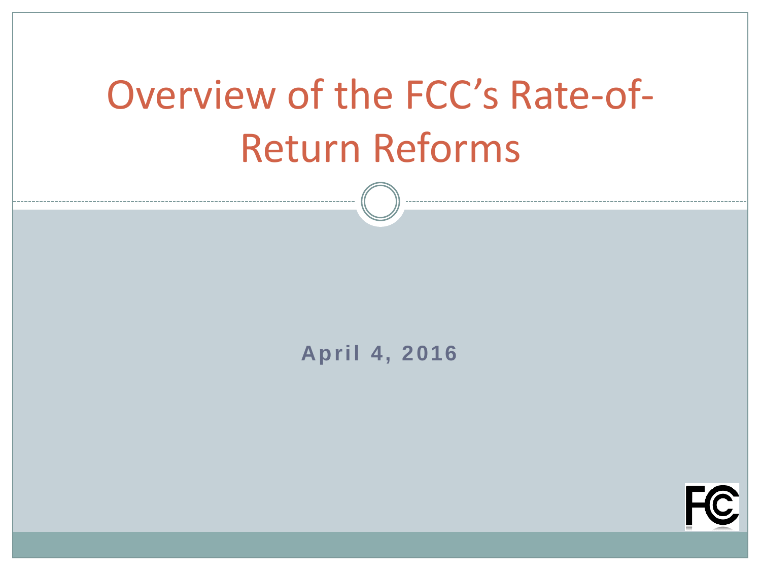# Overview of the FCC's Rate-of-Return Reforms

**April 4, 2016**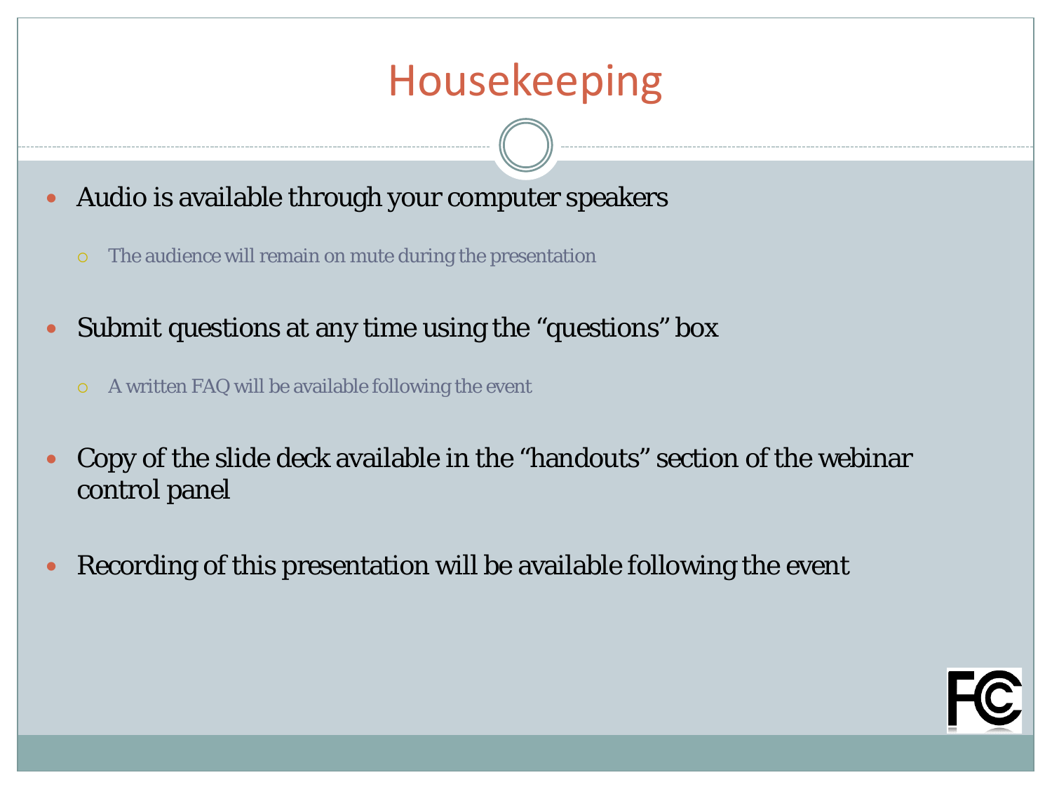# Housekeeping

- Audio is available through your computer speakers
  - The audience will remain on mute during the presentation
- Submit questions at any time using the "questions" box
  - A written FAQ will be available following the event
- Copy of the slide deck available in the "handouts" section of the webinar control panel
- Recording of this presentation will be available following the event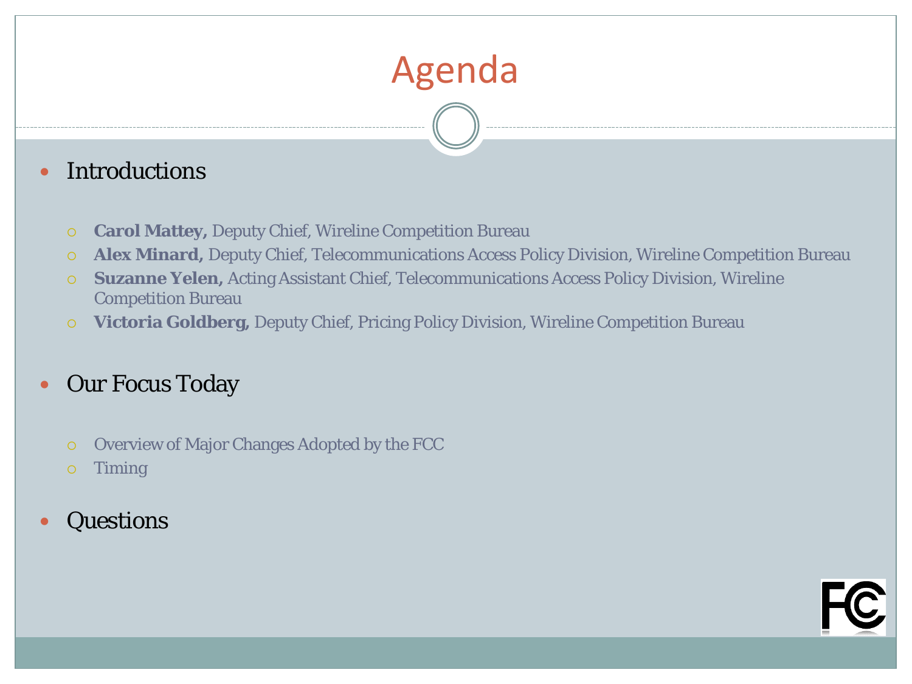# Agenda

- Introductions
  - **Carol Mattey,** Deputy Chief, Wireline Competition Bureau
  - **Alex Minard,** Deputy Chief, Telecommunications Access Policy Division, Wireline Competition Bureau
  - **Suzanne Yelen,** Acting Assistant Chief, Telecommunications Access Policy Division, Wireline Competition Bureau
  - **Victoria Goldberg,** Deputy Chief, Pricing Policy Division, Wireline Competition Bureau
- Our Focus Today
  - Overview of Major Changes Adopted by the FCC
  - Timing
- Questions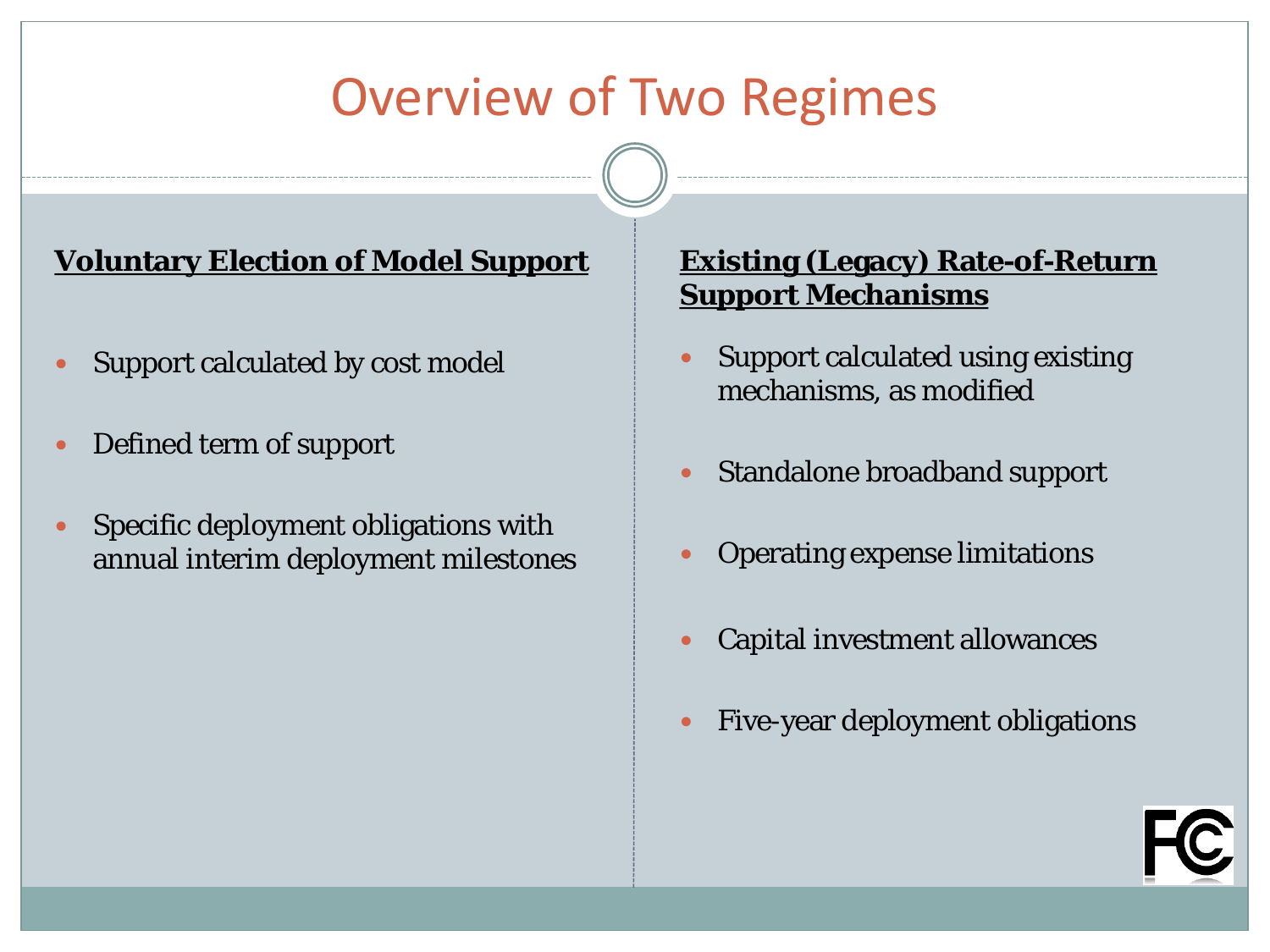# Overview of Two Regimes

**Voluntary Election of Model Support**

- Support calculated by cost model
- Defined term of support
- Specific deployment obligations with annual interim deployment milestones

**Existing (Legacy) Rate-of-Return Support Mechanisms**

- Support calculated using existing mechanisms, as modified
- Standalone broadband support
- Operating expense limitations
- Capital investment allowances
- Five-year deployment obligations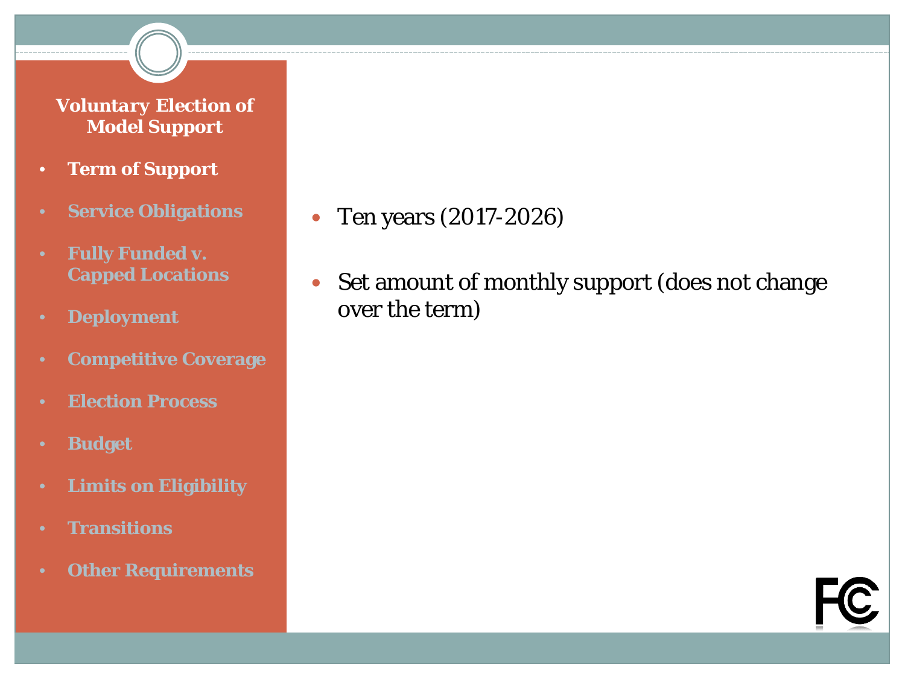## Voluntary Election of Model Support

- **Term of Support**
- Service Obligations
- Fully Funded v. Capped Locations
- Deployment
- Competitive Coverage
- Election Process
- Budget
- Limits on Eligibility
- Transitions
- Other Requirements

---

- Ten years (2017-2026)
- Set amount of monthly support (does not change over the term)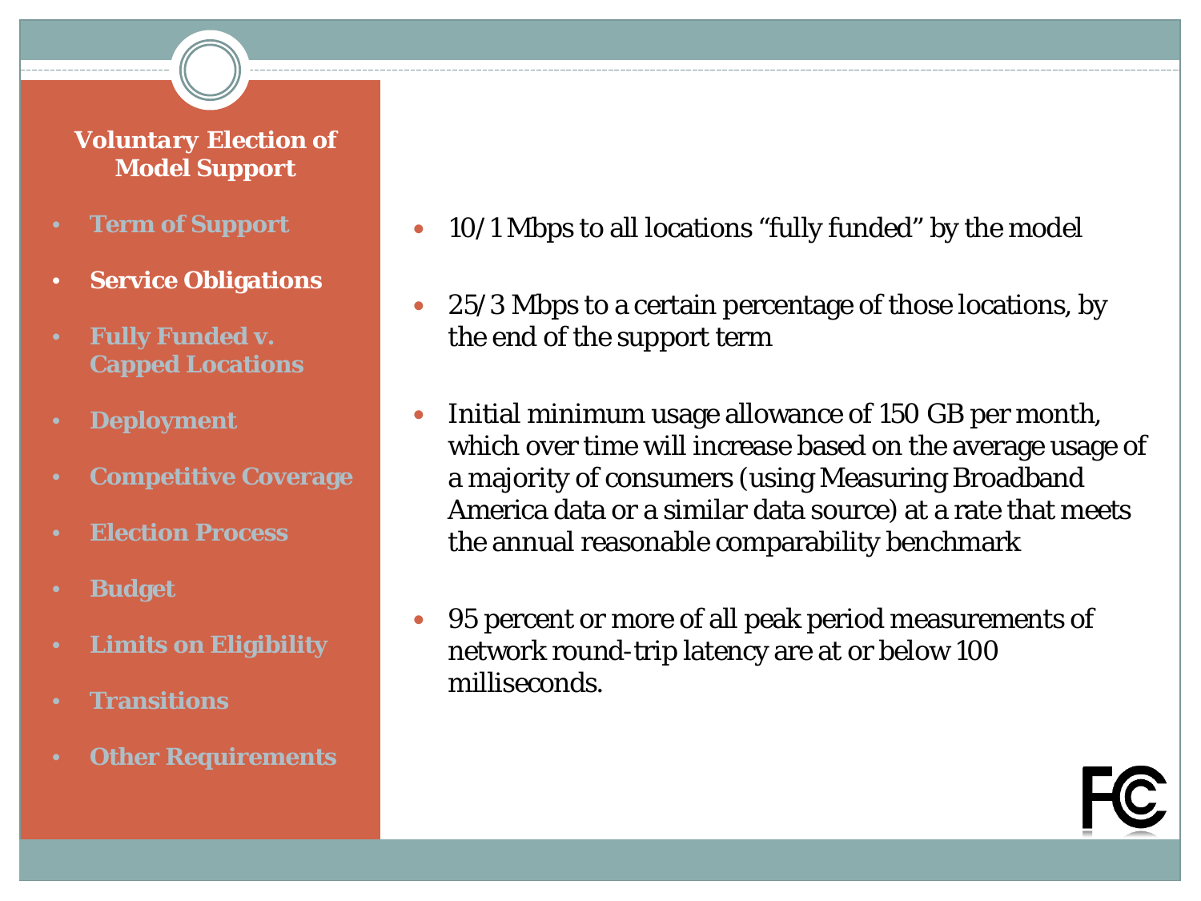## Voluntary Election of Model Support

- Term of Support
- **Service Obligations**
- Fully Funded v. Capped Locations
- Deployment
- Competitive Coverage
- Election Process
- Budget
- Limits on Eligibility
- Transitions
- Other Requirements

- 10/1 Mbps to all locations "fully funded" by the model
- 25/3 Mbps to a certain percentage of those locations, by the end of the support term
- Initial minimum usage allowance of 150 GB per month, which over time will increase based on the average usage of a majority of consumers (using Measuring Broadband America data or a similar data source) at a rate that meets the annual reasonable comparability benchmark
- 95 percent or more of all peak period measurements of network round-trip latency are at or below 100 milliseconds.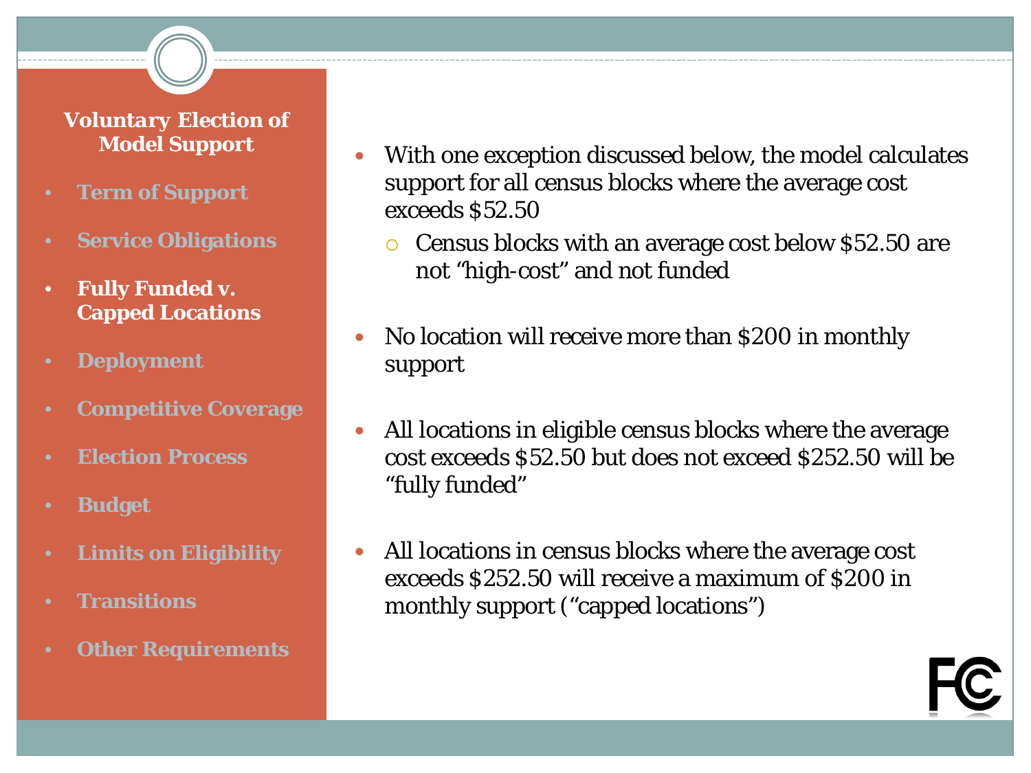**Voluntary Election of Model Support**

- Term of Support
- Service Obligations
- **Fully Funded v. Capped Locations**
- Deployment
- Competitive Coverage
- Election Process
- Budget
- Limits on Eligibility
- Transitions
- Other Requirements

- With one exception discussed below, the model calculates support for all census blocks where the average cost exceeds $52.50
  - Census blocks with an average cost below $52.50 are not "high-cost" and not funded
- No location will receive more than $200 in monthly support
- All locations in eligible census blocks where the average cost exceeds $52.50 but does not exceed $252.50 will be "fully funded"
- All locations in census blocks where the average cost exceeds $252.50 will receive a maximum of $200 in monthly support ("capped locations")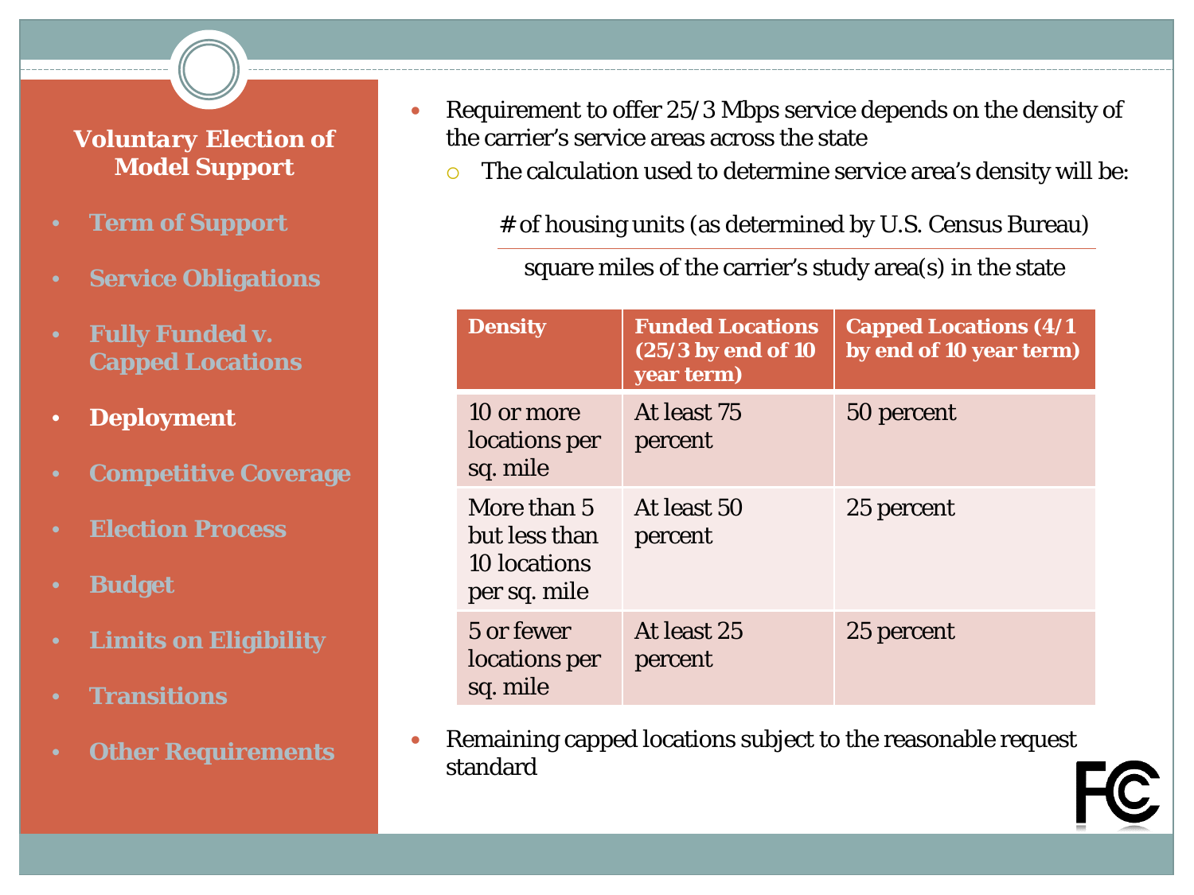## Voluntary Election of Model Support

- Term of Support
- Service Obligations
- Fully Funded v. Capped Locations
- **Deployment**
- Competitive Coverage
- Election Process
- Budget
- Limits on Eligibility
- Transitions
- Other Requirements

- Requirement to offer 25/3 Mbps service depends on the density of the carrier's service areas across the state
  - The calculation used to determine service area's density will be:

$$\frac{\text{\# of housing units (as determined by U.S. Census Bureau)}}{\text{square miles of the carrier's study area(s) in the state}}$$

| Density | Funded Locations (25/3 by end of 10 year term) | Capped Locations (4/1 by end of 10 year term) |
|---|---|---|
| 10 or more locations per sq. mile | At least 75 percent | 50 percent |
| More than 5 but less than 10 locations per sq. mile | At least 50 percent | 25 percent |
| 5 or fewer locations per sq. mile | At least 25 percent | 25 percent |

- Remaining capped locations subject to the reasonable request standard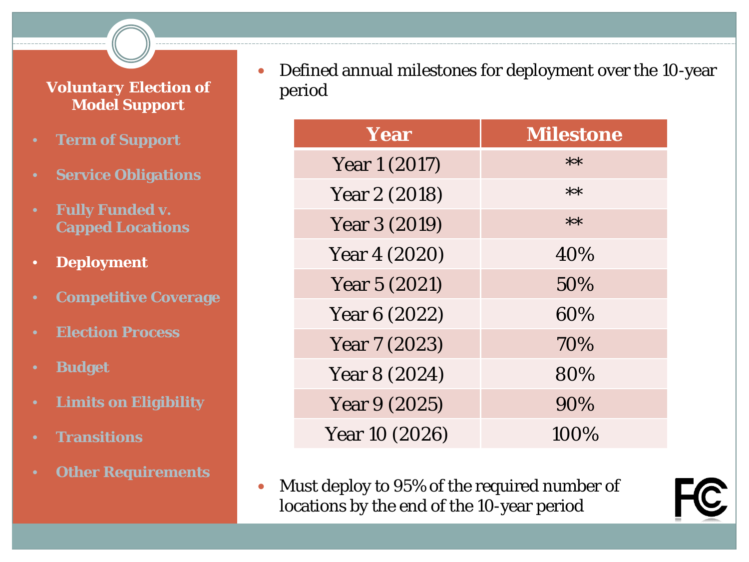**Voluntary Election of Model Support**

- Term of Support
- Service Obligations
- Fully Funded v. Capped Locations
- **Deployment**
- Competitive Coverage
- Election Process
- Budget
- Limits on Eligibility
- Transitions
- Other Requirements

- Defined annual milestones for deployment over the 10-year period

| Year | Milestone |
| --- | --- |
| Year 1 (2017) | ** |
| Year 2 (2018) | ** |
| Year 3 (2019) | ** |
| Year 4 (2020) | 40% |
| Year 5 (2021) | 50% |
| Year 6 (2022) | 60% |
| Year 7 (2023) | 70% |
| Year 8 (2024) | 80% |
| Year 9 (2025) | 90% |
| Year 10 (2026) | 100% |

- Must deploy to 95% of the required number of locations by the end of the 10-year period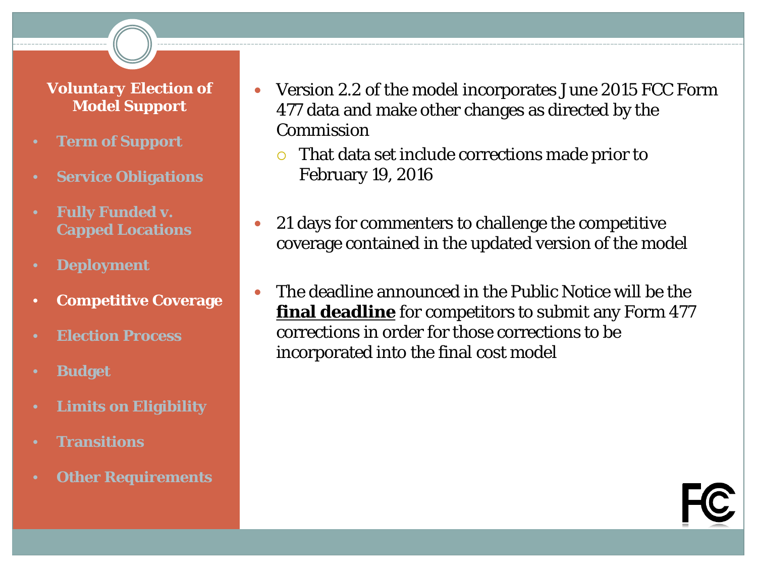**Voluntary Election of Model Support**

- Term of Support
- Service Obligations
- Fully Funded v. Capped Locations
- Deployment
- **Competitive Coverage**
- Election Process
- Budget
- Limits on Eligibility
- Transitions
- Other Requirements

- Version 2.2 of the model incorporates June 2015 FCC Form 477 data and make other changes as directed by the Commission
  - That data set include corrections made prior to February 19, 2016
- 21 days for commenters to challenge the competitive coverage contained in the updated version of the model
- The deadline announced in the Public Notice will be the **final deadline** for competitors to submit any Form 477 corrections in order for those corrections to be incorporated into the final cost model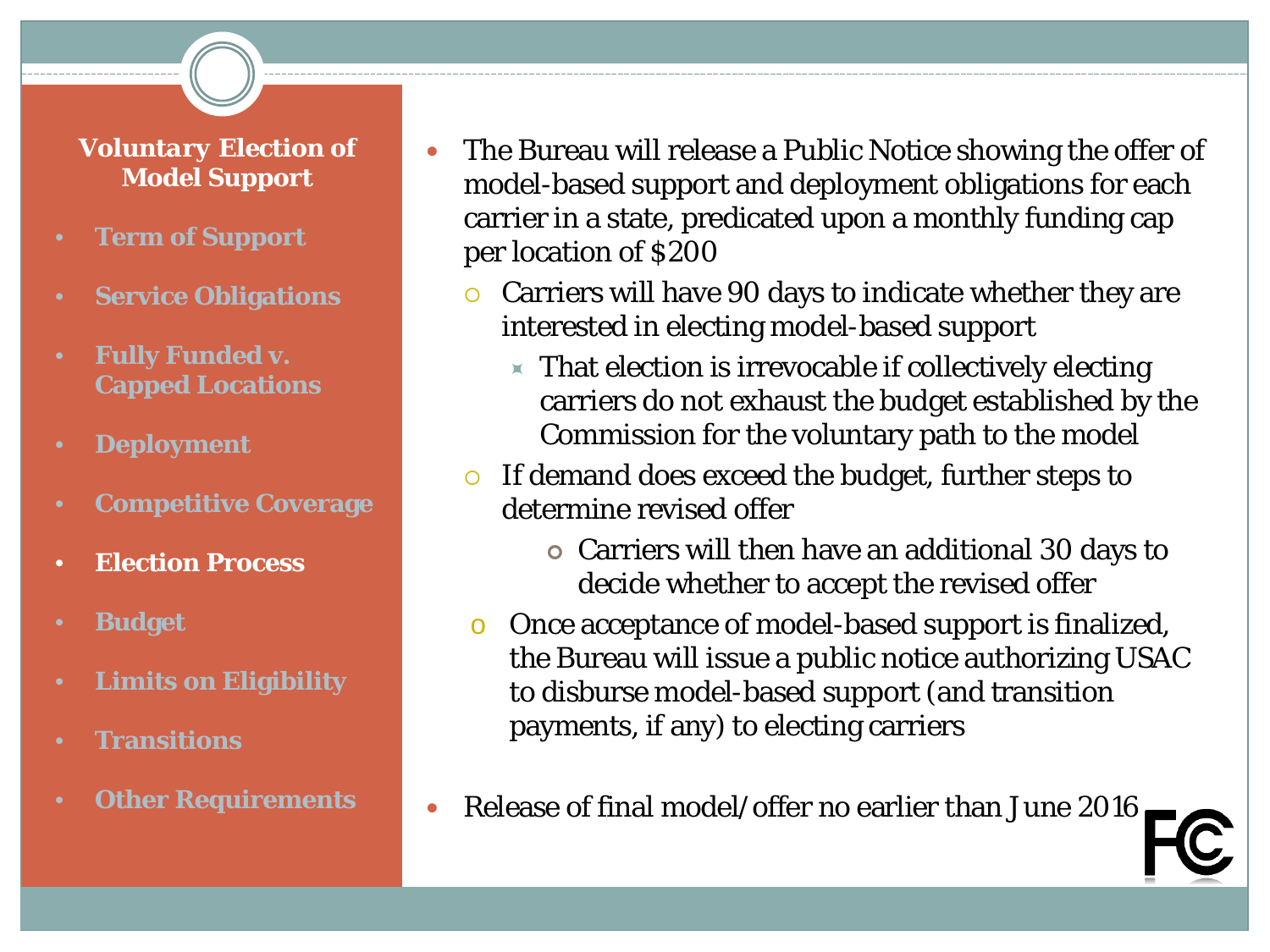**Voluntary Election of Model Support**

- Term of Support
- Service Obligations
- Fully Funded v. Capped Locations
- Deployment
- Competitive Coverage
- **Election Process**
- Budget
- Limits on Eligibility
- Transitions
- Other Requirements

- The Bureau will release a Public Notice showing the offer of model-based support and deployment obligations for each carrier in a state, predicated upon a monthly funding cap per location of $200
  - Carriers will have 90 days to indicate whether they are interested in electing model-based support
    - That election is irrevocable if collectively electing carriers do not exhaust the budget established by the Commission for the voluntary path to the model
  - If demand does exceed the budget, further steps to determine revised offer
    - Carriers will then have an additional 30 days to decide whether to accept the revised offer
  - Once acceptance of model-based support is finalized, the Bureau will issue a public notice authorizing USAC to disburse model-based support (and transition payments, if any) to electing carriers
- Release of final model/offer no earlier than June 2016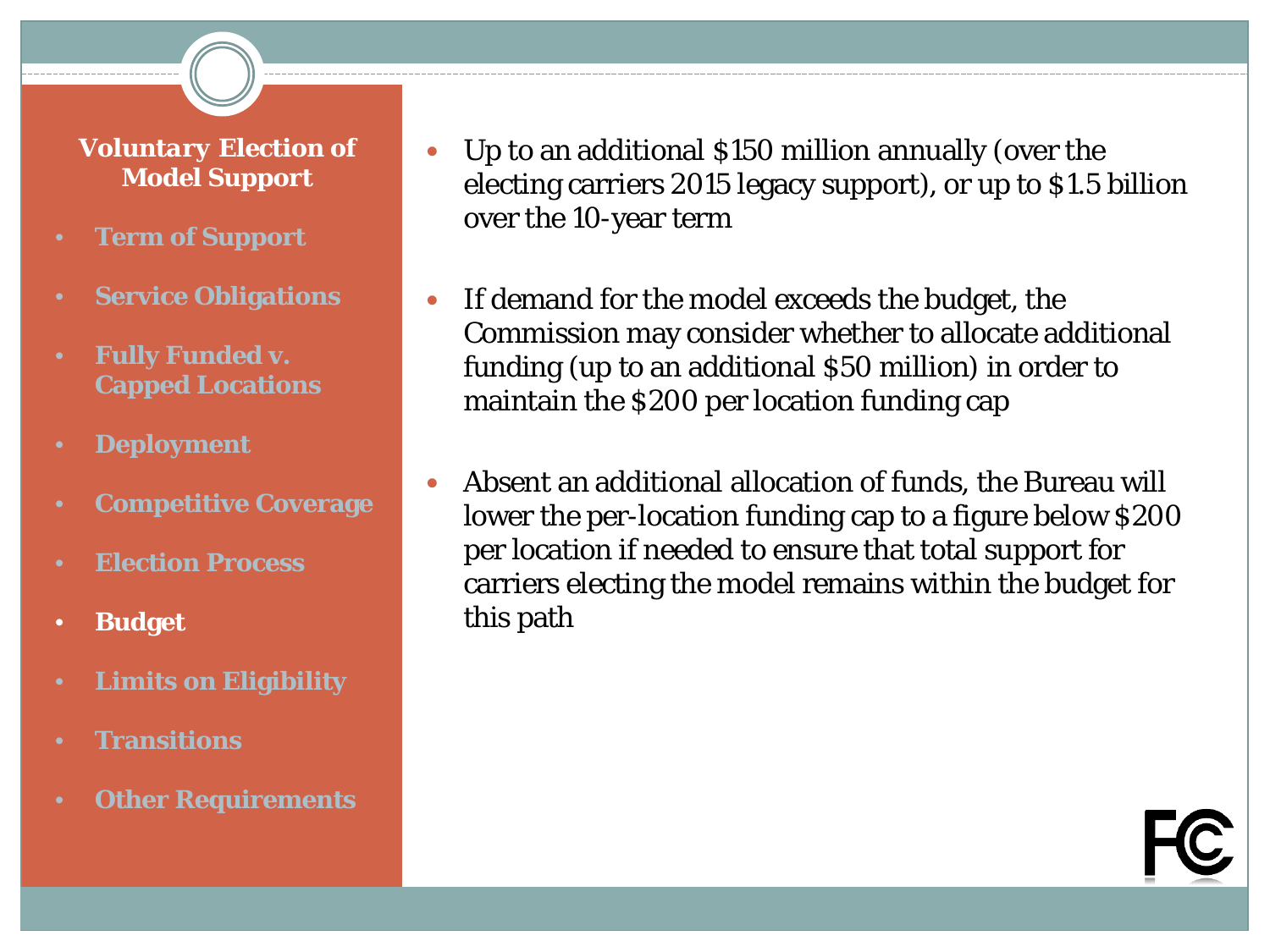**Voluntary Election of Model Support**

- Term of Support
- Service Obligations
- Fully Funded v. Capped Locations
- Deployment
- Competitive Coverage
- Election Process
- **Budget**
- Limits on Eligibility
- Transitions
- Other Requirements

- Up to an additional $150 million annually (over the electing carriers 2015 legacy support), or up to $1.5 billion over the 10-year term
- If demand for the model exceeds the budget, the Commission may consider whether to allocate additional funding (up to an additional $50 million) in order to maintain the $200 per location funding cap
- Absent an additional allocation of funds, the Bureau will lower the per-location funding cap to a figure below $200 per location if needed to ensure that total support for carriers electing the model remains within the budget for this path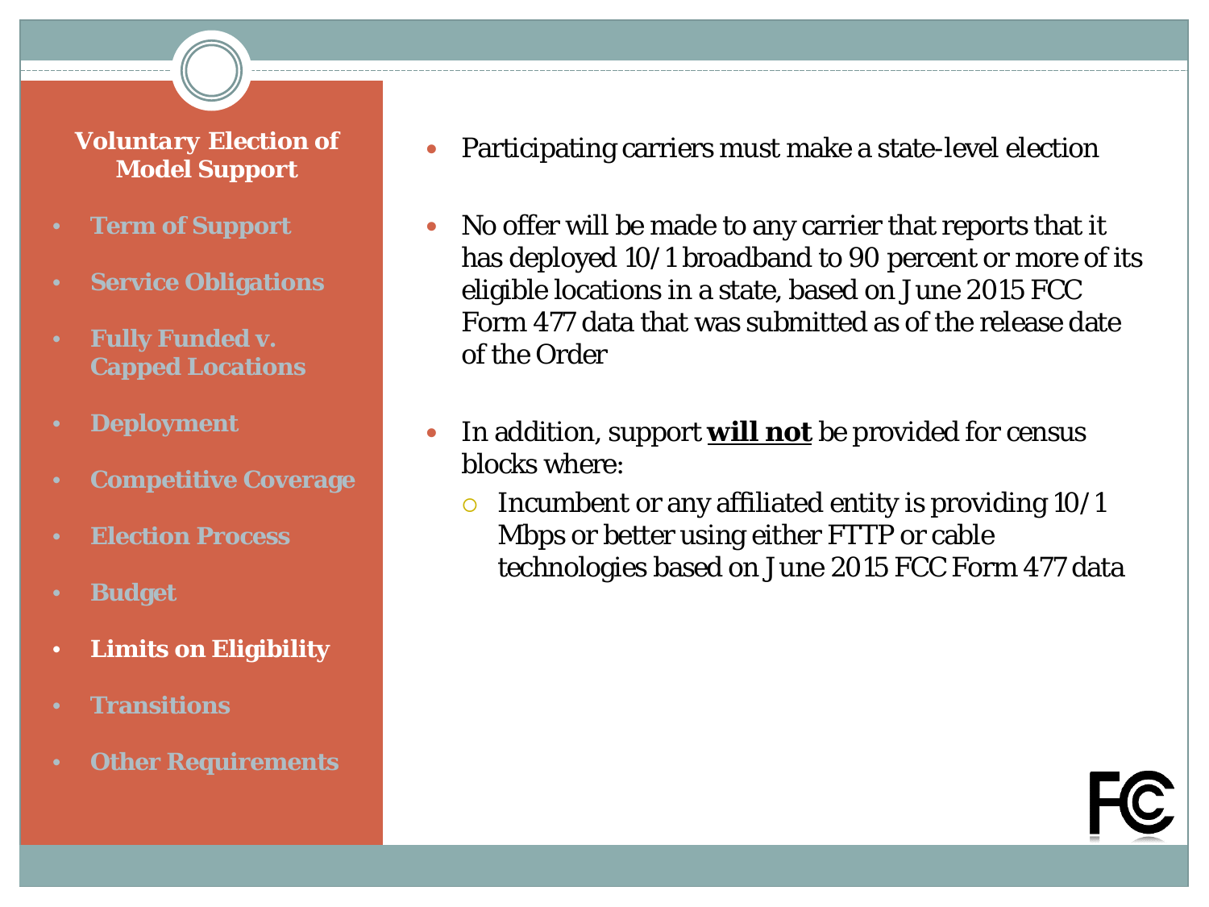## Voluntary Election of Model Support

- Term of Support
- Service Obligations
- Fully Funded v. Capped Locations
- Deployment
- Competitive Coverage
- Election Process
- Budget
- **Limits on Eligibility**
- Transitions
- Other Requirements

---

- Participating carriers must make a state-level election
- No offer will be made to any carrier that reports that it has deployed 10/1 broadband to 90 percent or more of its eligible locations in a state, based on June 2015 FCC Form 477 data that was submitted as of the release date of the Order
- In addition, support **will not** be provided for census blocks where:
  - Incumbent or any affiliated entity is providing 10/1 Mbps or better using either FTTP or cable technologies based on June 2015 FCC Form 477 data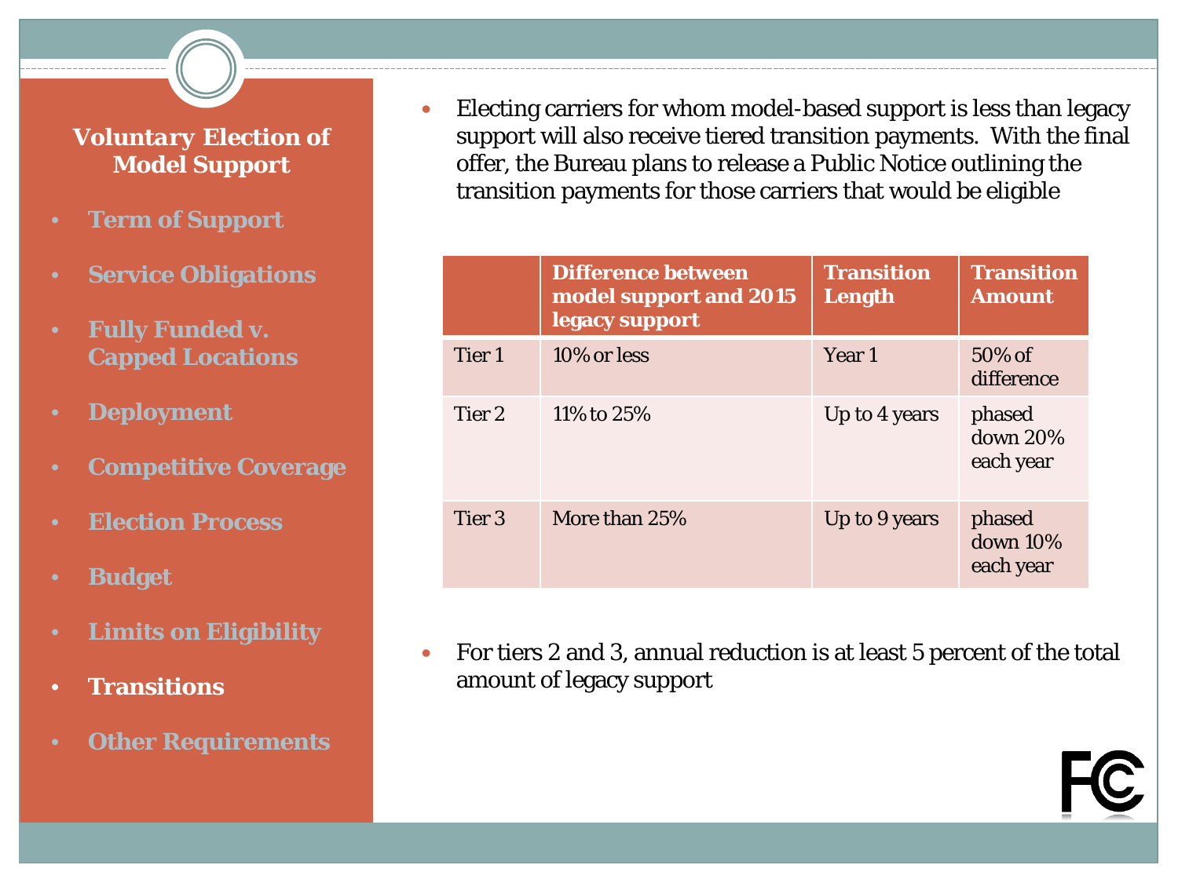## Voluntary Election of Model Support

- Term of Support
- Service Obligations
- Fully Funded v. Capped Locations
- Deployment
- Competitive Coverage
- Election Process
- Budget
- Limits on Eligibility
- **Transitions**
- Other Requirements

- Electing carriers for whom model-based support is less than legacy support will also receive tiered transition payments. With the final offer, the Bureau plans to release a Public Notice outlining the transition payments for those carriers that would be eligible

| | Difference between model support and 2015 legacy support | Transition Length | Transition Amount |
|---|---|---|---|
| Tier 1 | 10% or less | Year 1 | 50% of difference |
| Tier 2 | 11% to 25% | Up to 4 years | phased down 20% each year |
| Tier 3 | More than 25% | Up to 9 years | phased down 10% each year |

- For tiers 2 and 3, annual reduction is at least 5 percent of the total amount of legacy support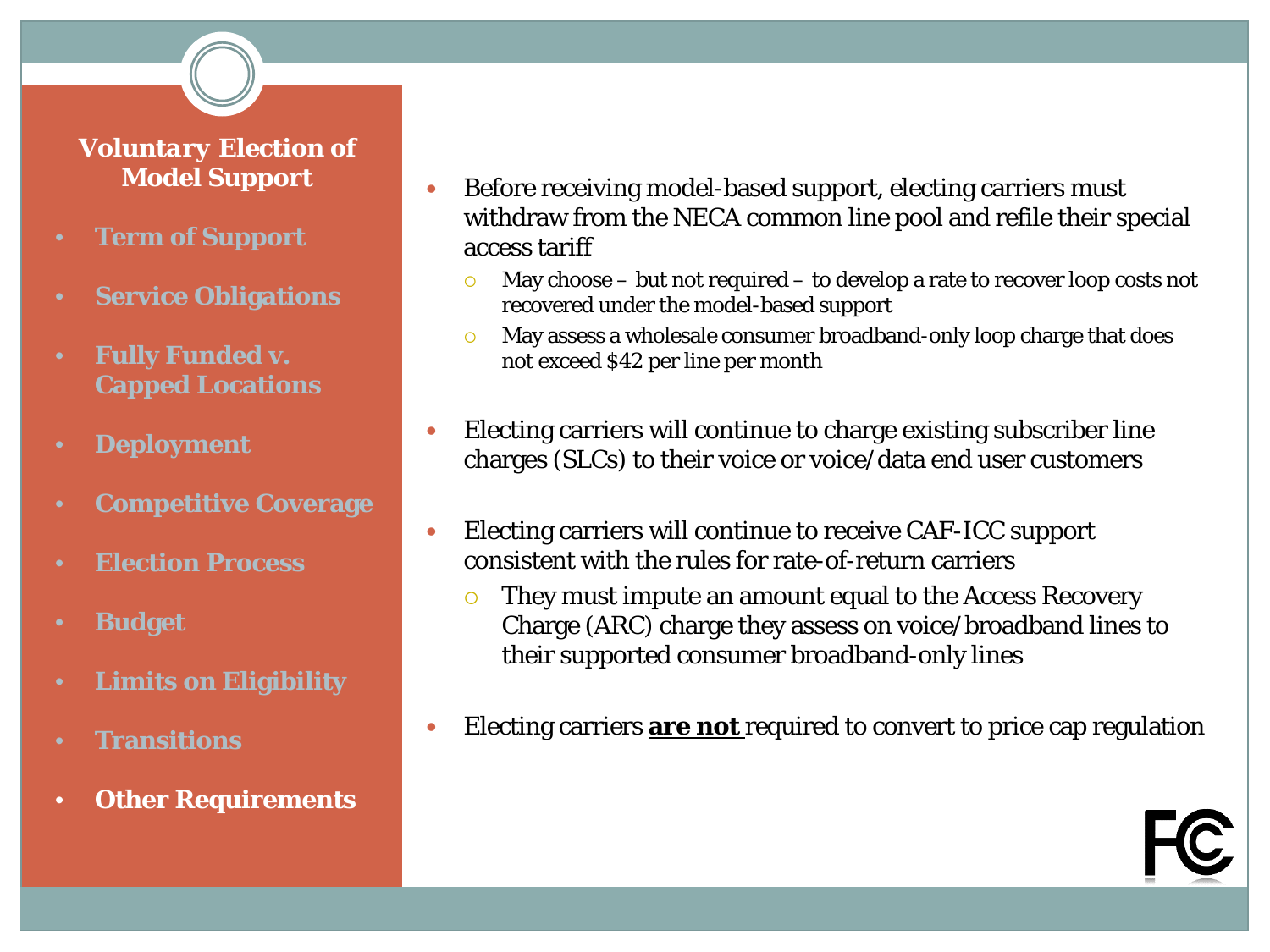## Voluntary Election of Model Support

- Term of Support
- Service Obligations
- Fully Funded v. Capped Locations
- Deployment
- Competitive Coverage
- Election Process
- Budget
- Limits on Eligibility
- Transitions
- **Other Requirements**

---

- Before receiving model-based support, electing carriers must withdraw from the NECA common line pool and refile their special access tariff
  - May choose – but not required – to develop a rate to recover loop costs not recovered under the model-based support
  - May assess a wholesale consumer broadband-only loop charge that does not exceed $42 per line per month
- Electing carriers will continue to charge existing subscriber line charges (SLCs) to their voice or voice/data end user customers
- Electing carriers will continue to receive CAF-ICC support consistent with the rules for rate-of-return carriers
  - They must impute an amount equal to the Access Recovery Charge (ARC) charge they assess on voice/broadband lines to their supported consumer broadband-only lines
- Electing carriers **are not** required to convert to price cap regulation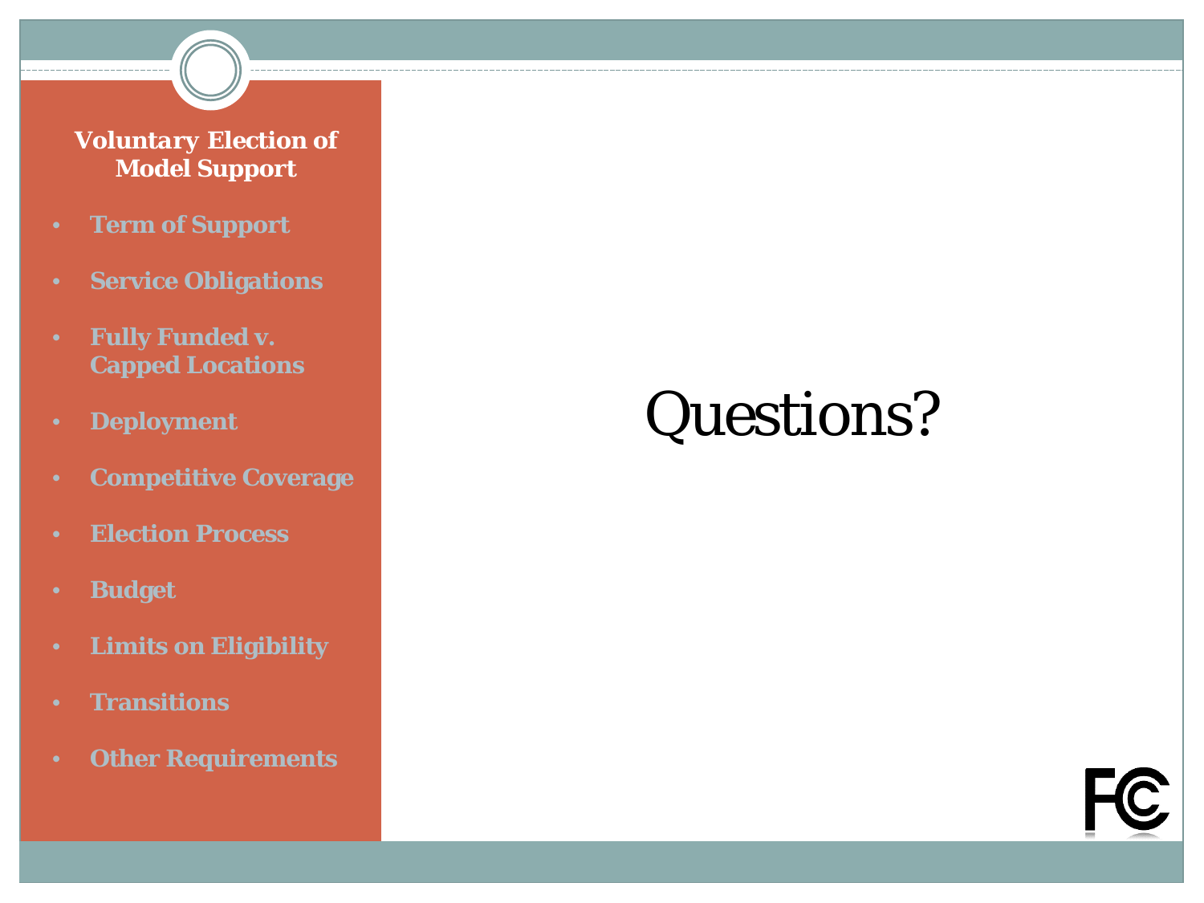**Voluntary Election of Model Support**

- Term of Support
- Service Obligations
- Fully Funded v. Capped Locations
- Deployment
- Competitive Coverage
- Election Process
- Budget
- Limits on Eligibility
- Transitions
- Other Requirements

# Questions?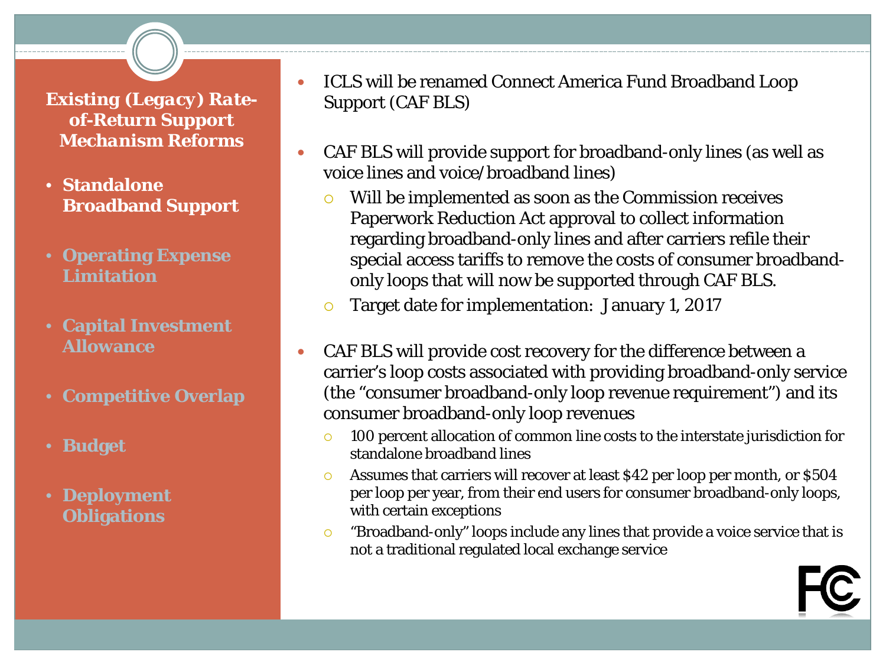## Existing (Legacy) Rate-of-Return Support Mechanism Reforms

- **Standalone Broadband Support**
- Operating Expense Limitation
- Capital Investment Allowance
- Competitive Overlap
- Budget
- Deployment Obligations

---

- ICLS will be renamed Connect America Fund Broadband Loop Support (CAF BLS)

- CAF BLS will provide support for broadband-only lines (as well as voice lines and voice/broadband lines)
  - Will be implemented as soon as the Commission receives Paperwork Reduction Act approval to collect information regarding broadband-only lines and after carriers refile their special access tariffs to remove the costs of consumer broadband-only loops that will now be supported through CAF BLS.
  - Target date for implementation: January 1, 2017

- CAF BLS will provide cost recovery for the difference between a carrier's loop costs associated with providing broadband-only service (the "consumer broadband-only loop revenue requirement") and its consumer broadband-only loop revenues
  - 100 percent allocation of common line costs to the interstate jurisdiction for standalone broadband lines
  - Assumes that carriers will recover at least $42 per loop per month, or $504 per loop per year, from their end users for consumer broadband-only loops, with certain exceptions
  - "Broadband-only" loops include any lines that provide a voice service that is not a traditional regulated local exchange service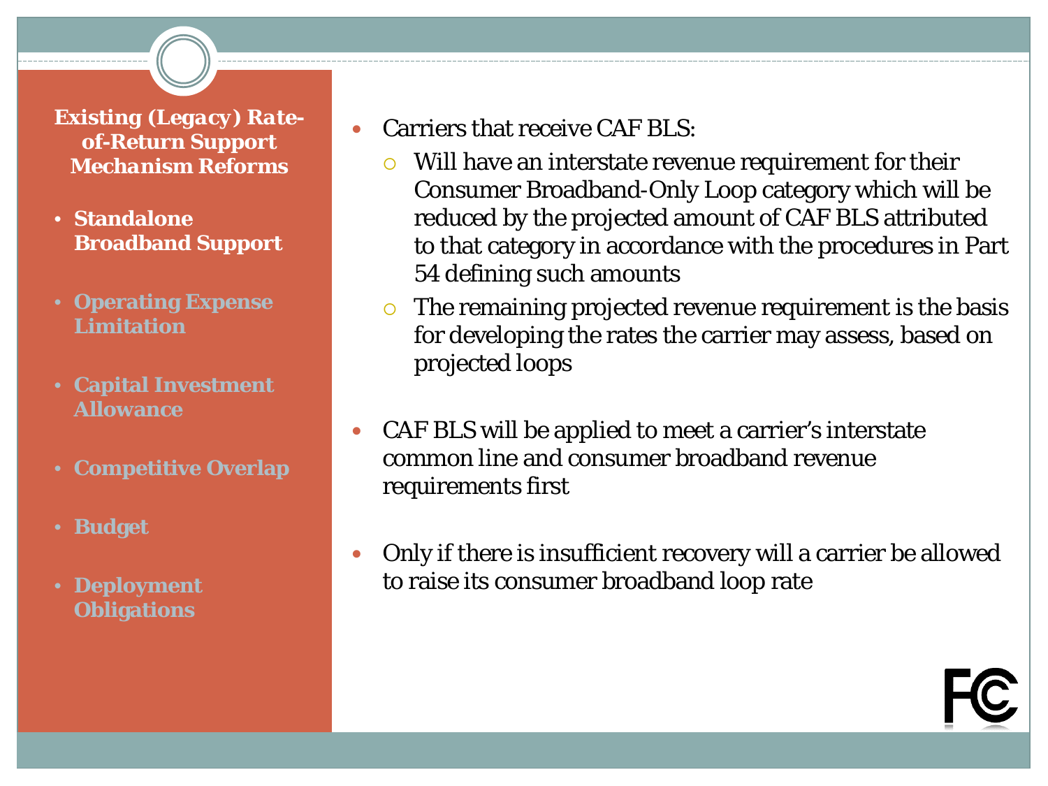**Existing (Legacy) Rate-of-Return Support Mechanism Reforms**

- **Standalone Broadband Support**
- **Operating Expense Limitation**
- **Capital Investment Allowance**
- **Competitive Overlap**
- **Budget**
- **Deployment Obligations**

- Carriers that receive CAF BLS:
  - Will have an interstate revenue requirement for their Consumer Broadband-Only Loop category which will be reduced by the projected amount of CAF BLS attributed to that category in accordance with the procedures in Part 54 defining such amounts
  - The remaining projected revenue requirement is the basis for developing the rates the carrier may assess, based on projected loops
- CAF BLS will be applied to meet a carrier's interstate common line and consumer broadband revenue requirements first
- Only if there is insufficient recovery will a carrier be allowed to raise its consumer broadband loop rate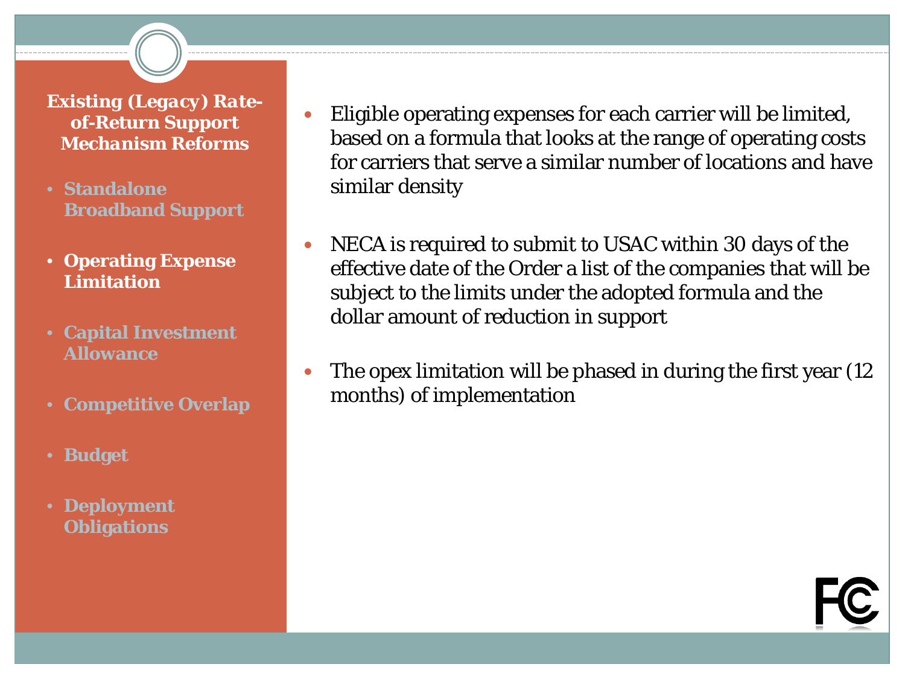## Existing (Legacy) Rate-of-Return Support Mechanism Reforms

- Standalone Broadband Support
- **Operating Expense Limitation**
- Capital Investment Allowance
- Competitive Overlap
- Budget
- Deployment Obligations

- Eligible operating expenses for each carrier will be limited, based on a formula that looks at the range of operating costs for carriers that serve a similar number of locations and have similar density
- NECA is required to submit to USAC within 30 days of the effective date of the Order a list of the companies that will be subject to the limits under the adopted formula and the dollar amount of reduction in support
- The opex limitation will be phased in during the first year (12 months) of implementation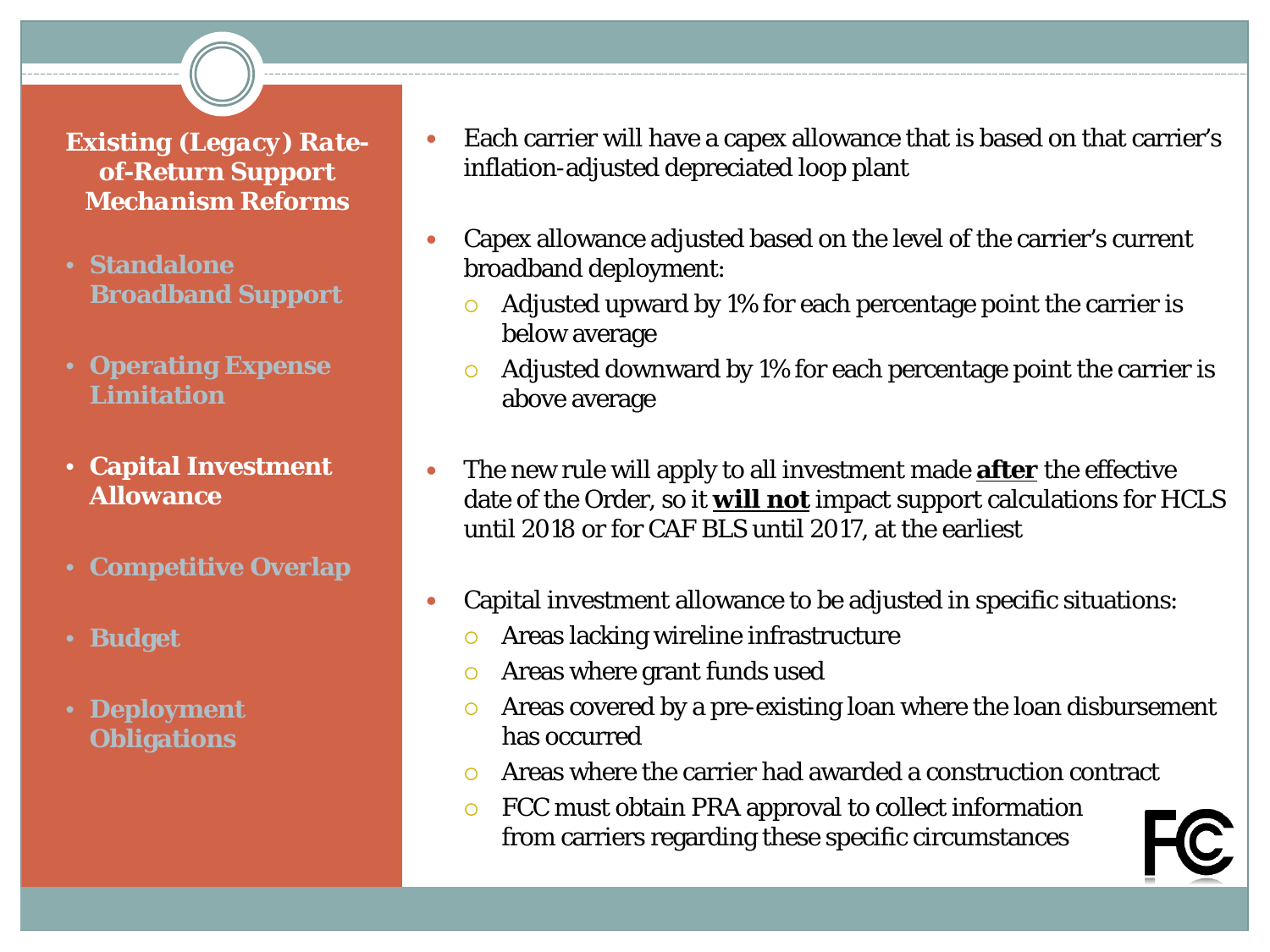## Existing (Legacy) Rate-of-Return Support Mechanism Reforms

- Standalone Broadband Support
- Operating Expense Limitation
- **Capital Investment Allowance**
- Competitive Overlap
- Budget
- Deployment Obligations

---

- Each carrier will have a capex allowance that is based on that carrier's inflation-adjusted depreciated loop plant
- Capex allowance adjusted based on the level of the carrier's current broadband deployment:
  - Adjusted upward by 1% for each percentage point the carrier is below average
  - Adjusted downward by 1% for each percentage point the carrier is above average
- The new rule will apply to all investment made **after** the effective date of the Order, so it **will not** impact support calculations for HCLS until 2018 or for CAF BLS until 2017, at the earliest
- Capital investment allowance to be adjusted in specific situations:
  - Areas lacking wireline infrastructure
  - Areas where grant funds used
  - Areas covered by a pre-existing loan where the loan disbursement has occurred
  - Areas where the carrier had awarded a construction contract
  - FCC must obtain PRA approval to collect information from carriers regarding these specific circumstances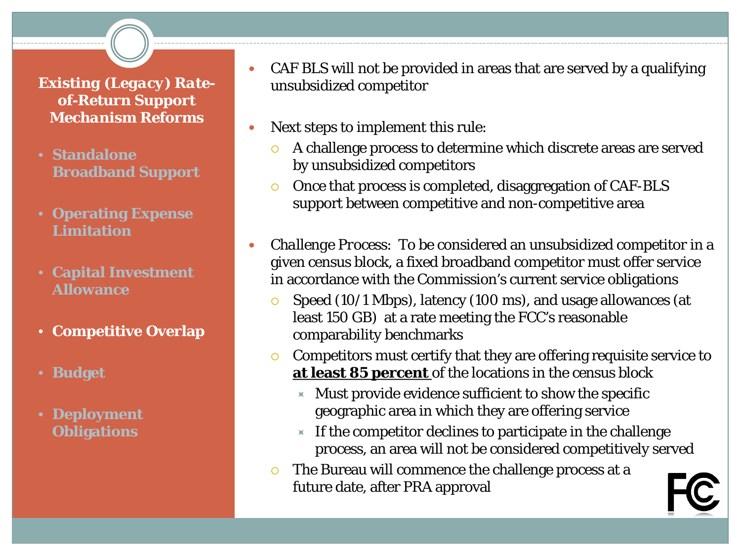## Existing (Legacy) Rate-of-Return Support Mechanism Reforms

- Standalone Broadband Support
- Operating Expense Limitation
- Capital Investment Allowance
- **Competitive Overlap**
- Budget
- Deployment Obligations

- CAF BLS will not be provided in areas that are served by a qualifying unsubsidized competitor
- Next steps to implement this rule:
  - A challenge process to determine which discrete areas are served by unsubsidized competitors
  - Once that process is completed, disaggregation of CAF-BLS support between competitive and non-competitive area
- *Challenge Process*: To be considered an unsubsidized competitor in a given census block, a fixed broadband competitor must offer service in accordance with the Commission's current service obligations
  - Speed (10/1 Mbps), latency (100 ms), and usage allowances (at least 150 GB) at a rate meeting the FCC's reasonable comparability benchmarks
  - Competitors must certify that they are offering requisite service to **at least 85 percent** of the locations in the census block
    - Must provide evidence sufficient to show the specific geographic area in which they are offering service
    - If the competitor declines to participate in the challenge process, an area will not be considered competitively served
  - The Bureau will commence the challenge process at a future date, after PRA approval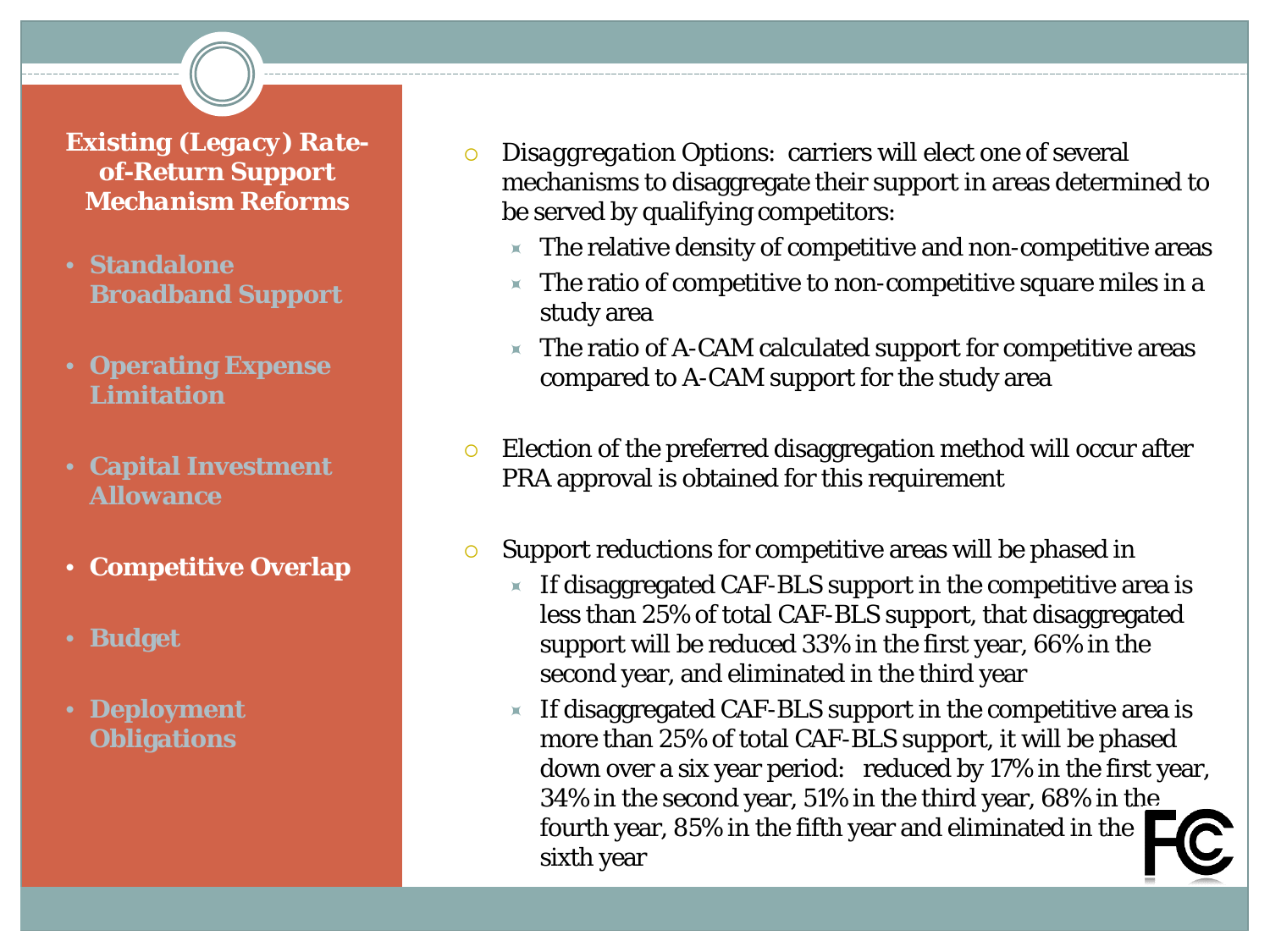## Existing (Legacy) Rate-of-Return Support Mechanism Reforms

- Standalone Broadband Support
- Operating Expense Limitation
- Capital Investment Allowance
- **Competitive Overlap**
- Budget
- Deployment Obligations

---

- *Disaggregation Options*: carriers will elect one of several mechanisms to disaggregate their support in areas determined to be served by qualifying competitors:
  - The relative density of competitive and non-competitive areas
  - The ratio of competitive to non-competitive square miles in a study area
  - The ratio of A-CAM calculated support for competitive areas compared to A-CAM support for the study area

- Election of the preferred disaggregation method will occur after PRA approval is obtained for this requirement

- Support reductions for competitive areas will be phased in
  - If disaggregated CAF-BLS support in the competitive area is less than 25% of total CAF-BLS support, that disaggregated support will be reduced 33% in the first year, 66% in the second year, and eliminated in the third year
  - If disaggregated CAF-BLS support in the competitive area is more than 25% of total CAF-BLS support, it will be phased down over a six year period: reduced by 17% in the first year, 34% in the second year, 51% in the third year, 68% in the fourth year, 85% in the fifth year and eliminated in the sixth year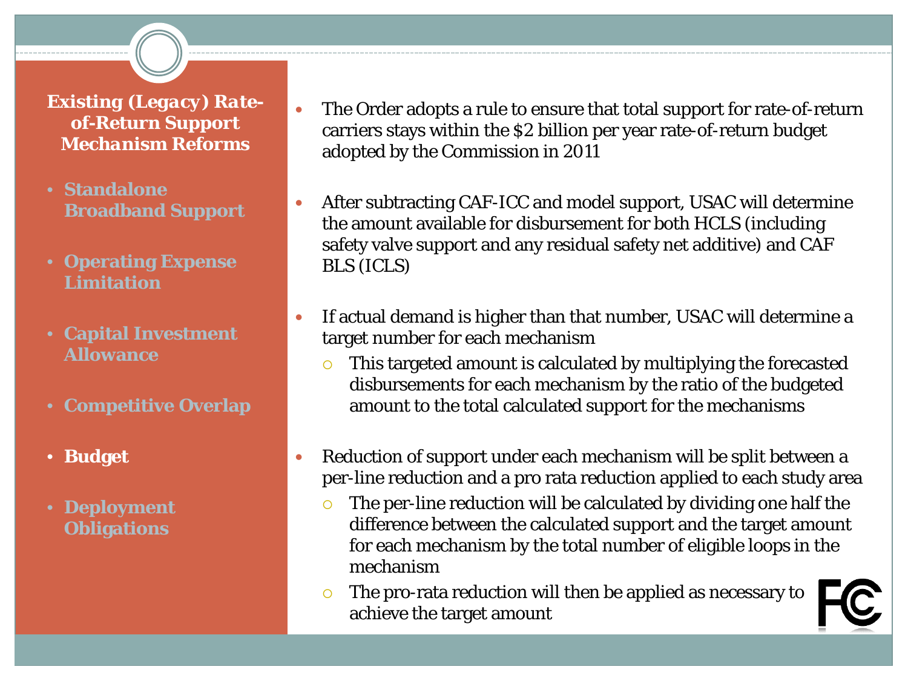## Existing (Legacy) Rate-of-Return Support Mechanism Reforms

- Standalone Broadband Support
- Operating Expense Limitation
- Capital Investment Allowance
- Competitive Overlap
- **Budget**
- Deployment Obligations

---

- The Order adopts a rule to ensure that total support for rate-of-return carriers stays within the $2 billion per year rate-of-return budget adopted by the Commission in 2011
- After subtracting CAF-ICC and model support, USAC will determine the amount available for disbursement for both HCLS (including safety valve support and any residual safety net additive) and CAF BLS (ICLS)
- If actual demand is higher than that number, USAC will determine a target number for each mechanism
  - This targeted amount is calculated by multiplying the forecasted disbursements for each mechanism by the ratio of the budgeted amount to the total calculated support for the mechanisms
- Reduction of support under each mechanism will be split between a per-line reduction and a pro rata reduction applied to each study area
  - The per-line reduction will be calculated by dividing one half the difference between the calculated support and the target amount for each mechanism by the total number of eligible loops in the mechanism
  - The pro-rata reduction will then be applied as necessary to achieve the target amount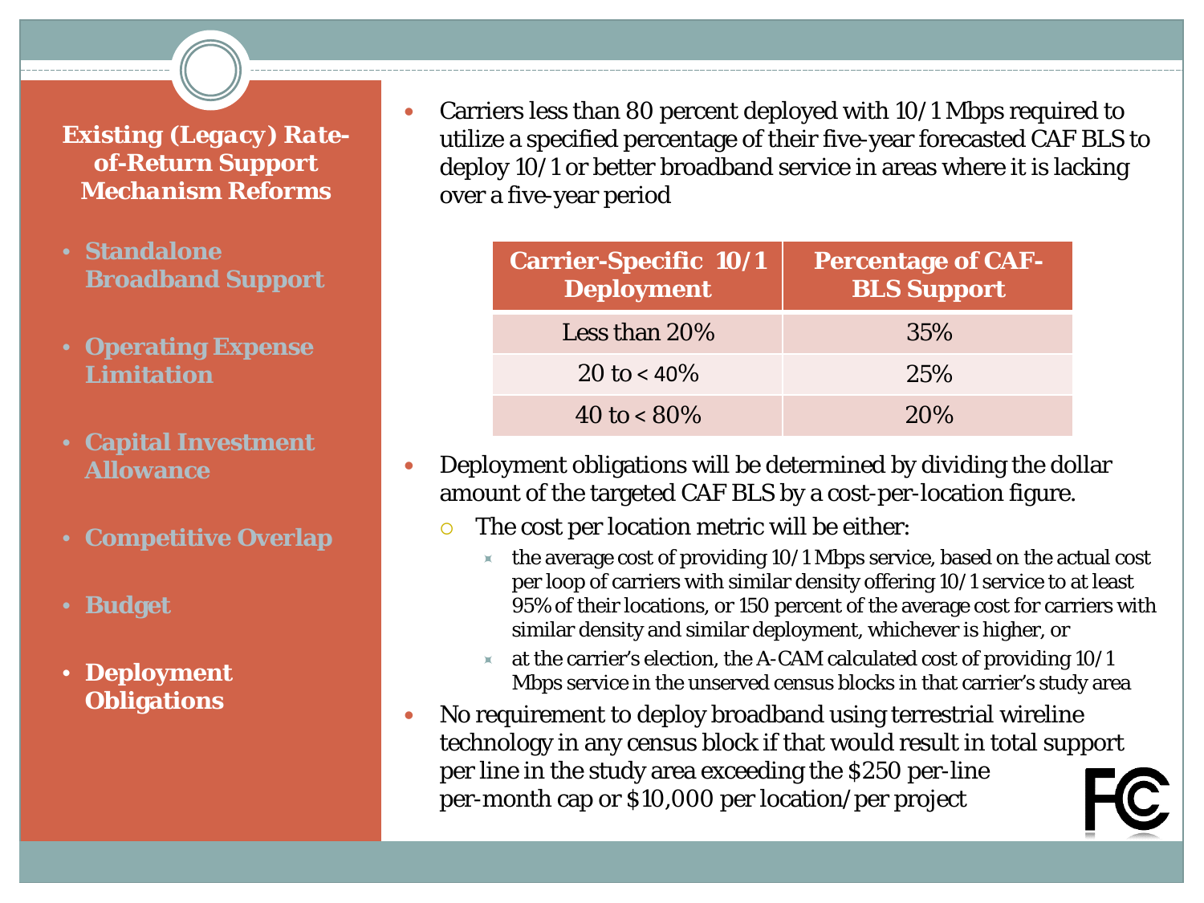## Existing (Legacy) Rate-of-Return Support Mechanism Reforms

- Standalone Broadband Support
- Operating Expense Limitation
- Capital Investment Allowance
- Competitive Overlap
- Budget
- **Deployment Obligations**

---

- Carriers less than 80 percent deployed with 10/1 Mbps required to utilize a specified percentage of their five-year forecasted CAF BLS to deploy 10/1 or better broadband service in areas where it is lacking over a five-year period

| Carrier-Specific 10/1 Deployment | Percentage of CAF-BLS Support |
|---|---|
| Less than 20% | 35% |
| 20 to < 40% | 25% |
| 40 to < 80% | 20% |

- Deployment obligations will be determined by dividing the dollar amount of the targeted CAF BLS by a cost-per-location figure.
  - The cost per location metric will be either:
    - the average cost of providing 10/1 Mbps service, based on the actual cost per loop of carriers with similar density offering 10/1 service to at least 95% of their locations, or 150 percent of the average cost for carriers with similar density and similar deployment, whichever is higher, or
    - at the carrier's election, the A-CAM calculated cost of providing 10/1 Mbps service in the unserved census blocks in that carrier's study area
- No requirement to deploy broadband using terrestrial wireline technology in any census block if that would result in total support per line in the study area exceeding the $250 per-line per-month cap or $10,000 per location/per project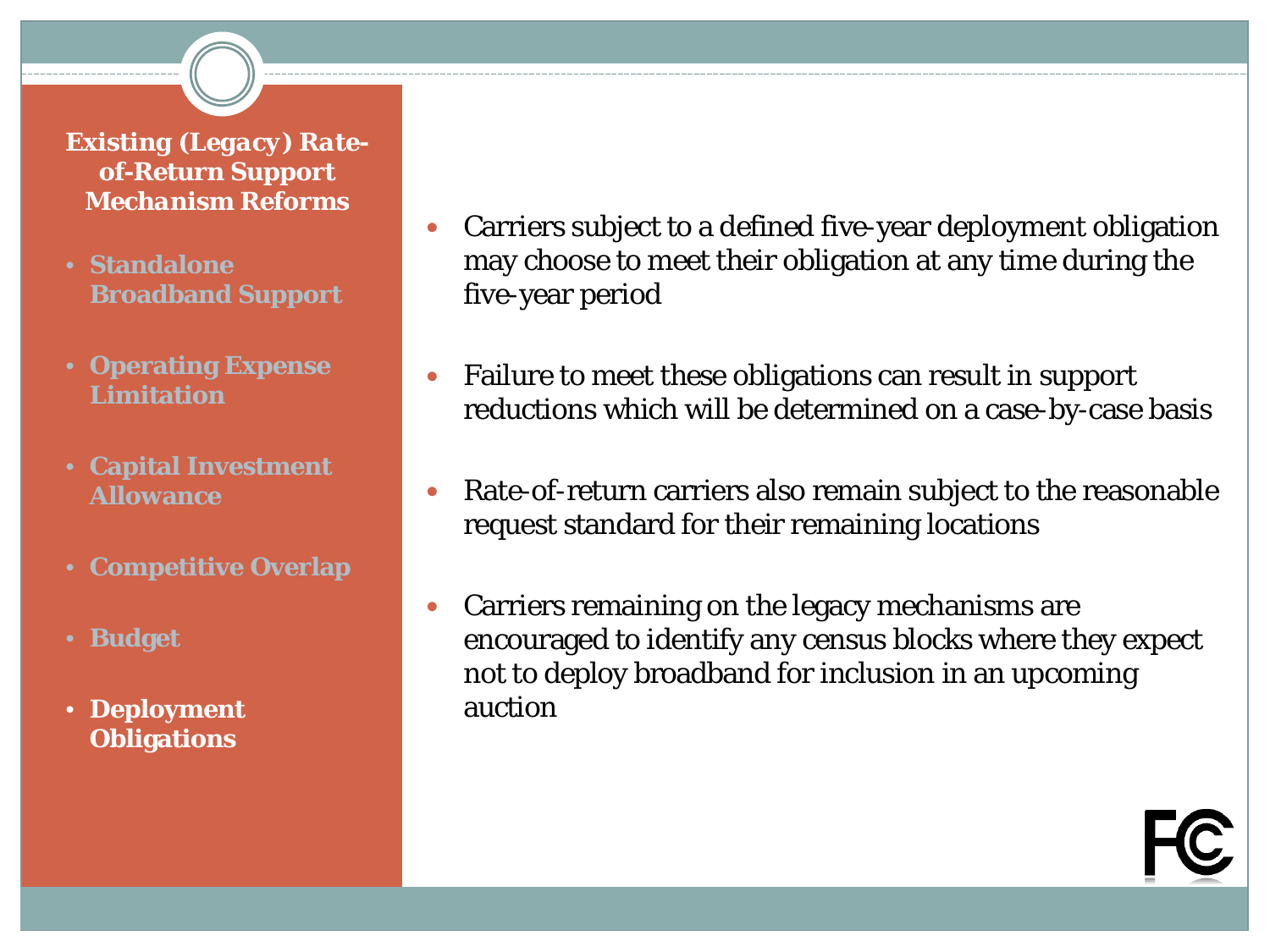## Existing (Legacy) Rate-of-Return Support Mechanism Reforms

- Standalone Broadband Support
- Operating Expense Limitation
- Capital Investment Allowance
- Competitive Overlap
- Budget
- **Deployment Obligations**

- Carriers subject to a defined five-year deployment obligation may choose to meet their obligation at any time during the five-year period
- Failure to meet these obligations can result in support reductions which will be determined on a case-by-case basis
- Rate-of-return carriers also remain subject to the reasonable request standard for their remaining locations
- Carriers remaining on the legacy mechanisms are encouraged to identify any census blocks where they expect not to deploy broadband for inclusion in an upcoming auction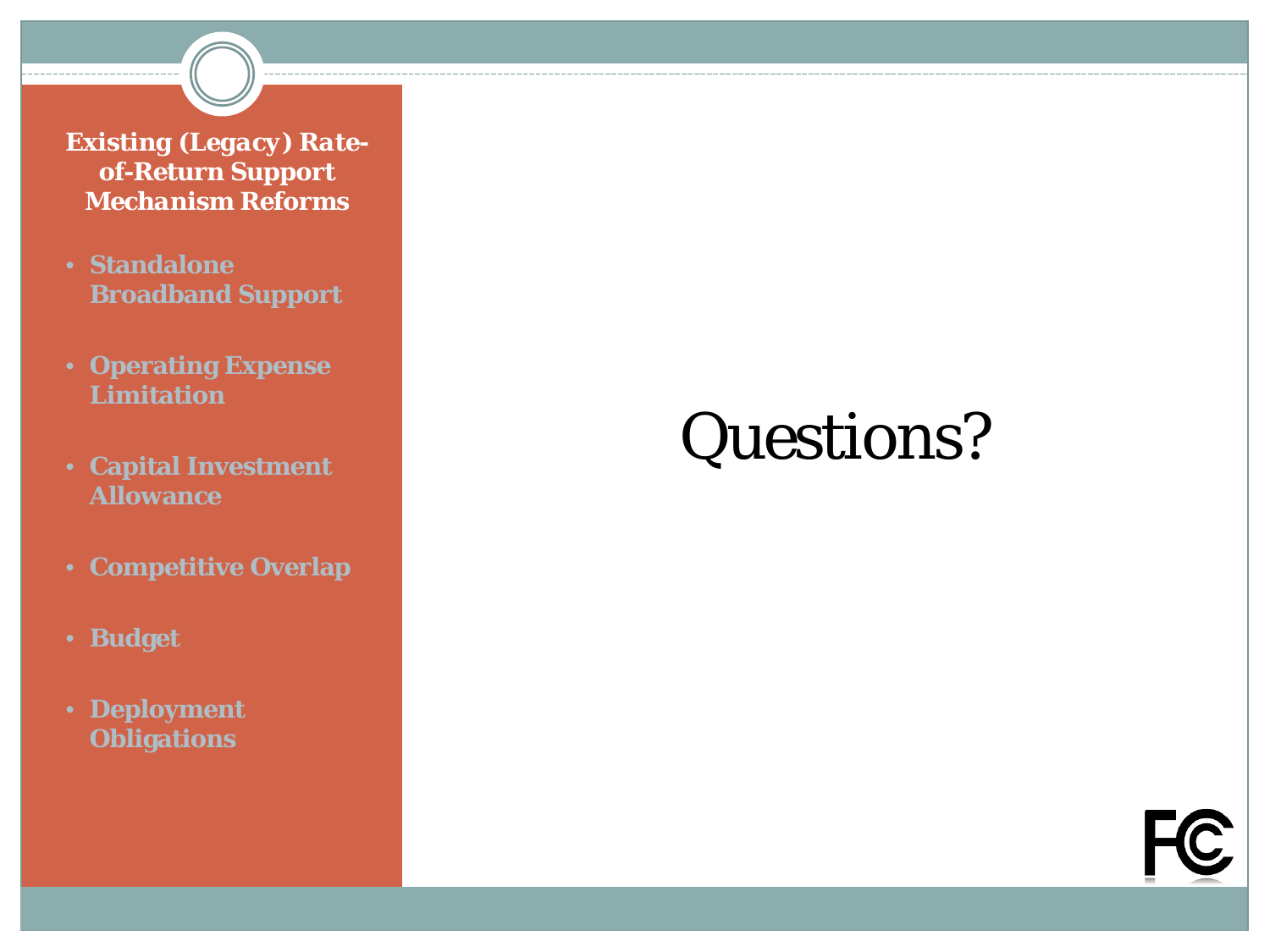**Existing (Legacy) Rate-of-Return Support Mechanism Reforms**

- Standalone Broadband Support
- Operating Expense Limitation
- Capital Investment Allowance
- Competitive Overlap
- Budget
- Deployment Obligations

# Questions?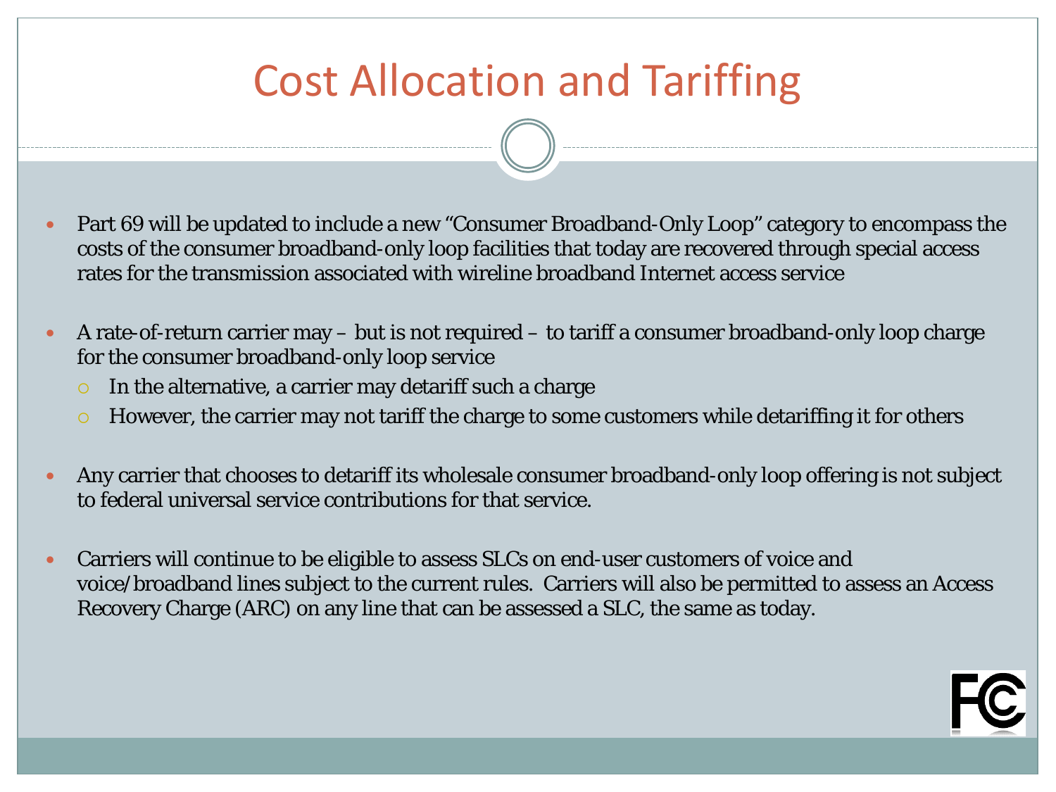# Cost Allocation and Tariffing

- Part 69 will be updated to include a new “Consumer Broadband-Only Loop” category to encompass the costs of the consumer broadband-only loop facilities that today are recovered through special access rates for the transmission associated with wireline broadband Internet access service
- A rate-of-return carrier may – but is not required – to tariff a consumer broadband-only loop charge for the consumer broadband-only loop service
  - In the alternative, a carrier may detariff such a charge
  - However, the carrier may not tariff the charge to some customers while detariffing it for others
- Any carrier that chooses to detariff its wholesale consumer broadband-only loop offering is not subject to federal universal service contributions for that service.
- Carriers will continue to be eligible to assess SLCs on end-user customers of voice and voice/broadband lines subject to the current rules. Carriers will also be permitted to assess an Access Recovery Charge (ARC) on any line that can be assessed a SLC, the same as today.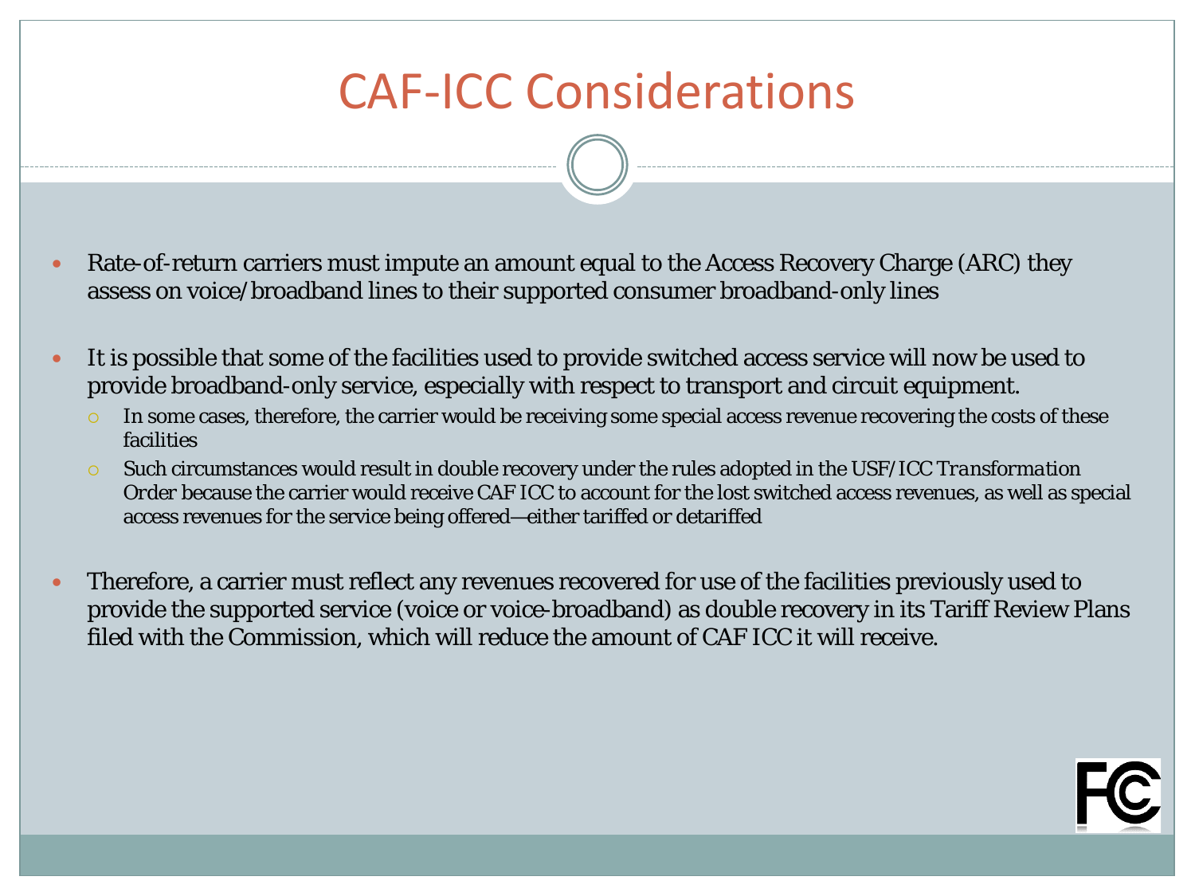# CAF-ICC Considerations

- Rate-of-return carriers must impute an amount equal to the Access Recovery Charge (ARC) they assess on voice/broadband lines to their supported consumer broadband-only lines
- It is possible that some of the facilities used to provide switched access service will now be used to provide broadband-only service, especially with respect to transport and circuit equipment.
  - In some cases, therefore, the carrier would be receiving some special access revenue recovering the costs of these facilities
  - Such circumstances would result in double recovery under the rules adopted in the *USF/ICC Transformation Order* because the carrier would receive CAF ICC to account for the lost switched access revenues, as well as special access revenues for the service being offered—either tariffed or detariffed
- Therefore, a carrier must reflect any revenues recovered for use of the facilities previously used to provide the supported service (voice or voice-broadband) as double recovery in its Tariff Review Plans filed with the Commission, which will reduce the amount of CAF ICC it will receive.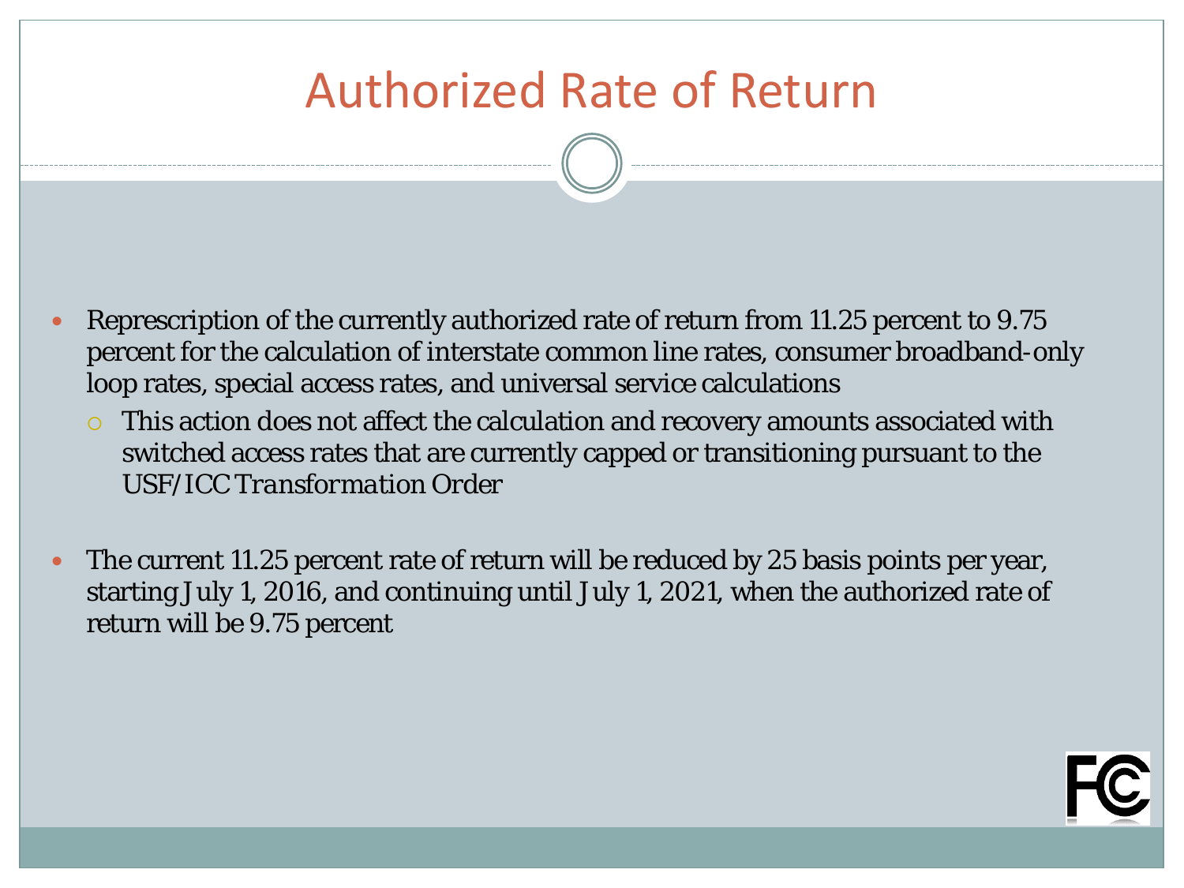# Authorized Rate of Return

- Represcription of the currently authorized rate of return from 11.25 percent to 9.75 percent for the calculation of interstate common line rates, consumer broadband-only loop rates, special access rates, and universal service calculations
  - This action does not affect the calculation and recovery amounts associated with switched access rates that are currently capped or transitioning pursuant to the *USF/ICC Transformation Order*
- The current 11.25 percent rate of return will be reduced by 25 basis points per year, starting July 1, 2016, and continuing until July 1, 2021, when the authorized rate of return will be 9.75 percent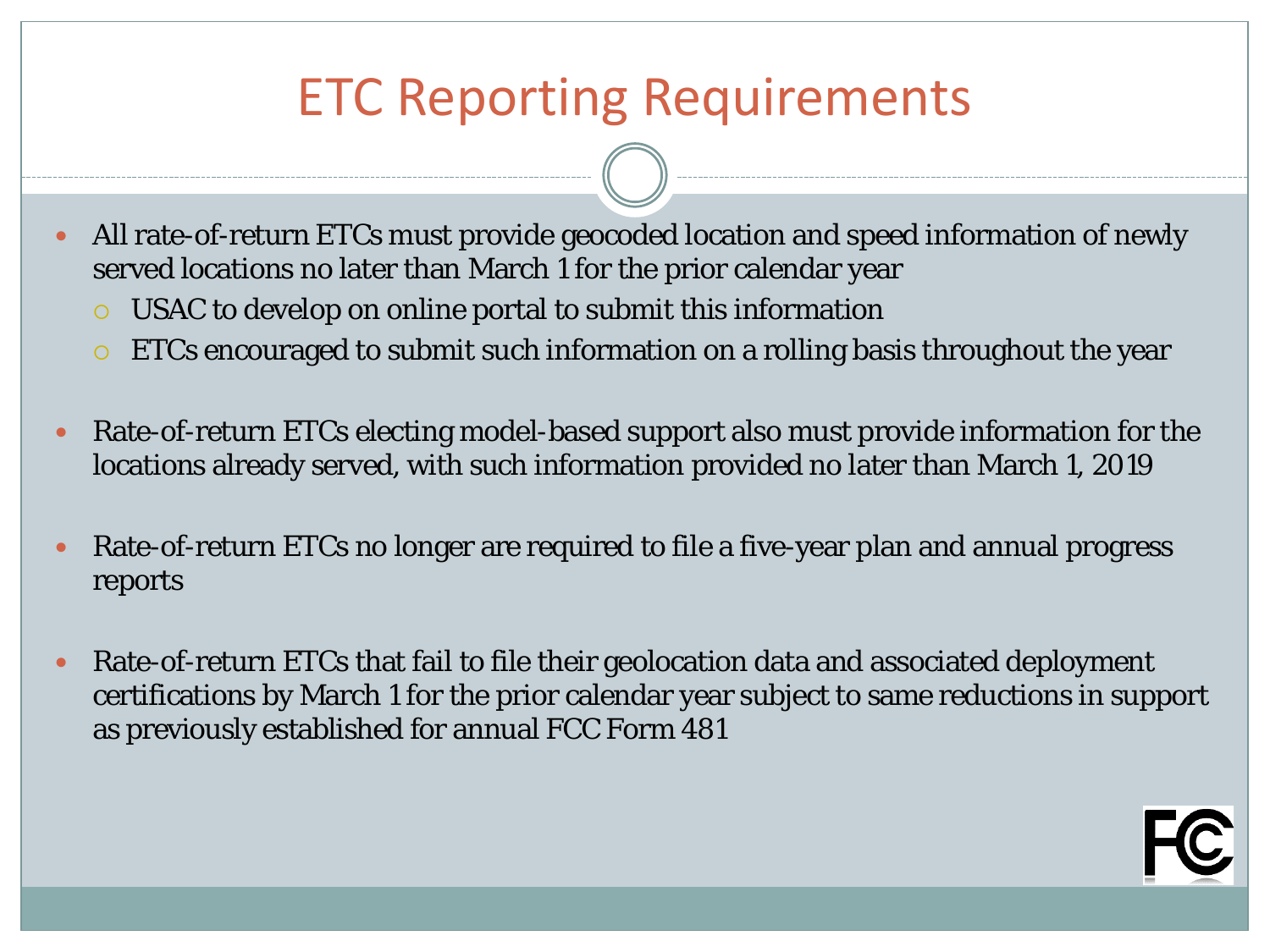# ETC Reporting Requirements

- All rate-of-return ETCs must provide geocoded location and speed information of newly served locations no later than March 1 for the prior calendar year
  - USAC to develop on online portal to submit this information
  - ETCs encouraged to submit such information on a rolling basis throughout the year

- Rate-of-return ETCs electing model-based support also must provide information for the locations already served, with such information provided no later than March 1, 2019

- Rate-of-return ETCs no longer are required to file a five-year plan and annual progress reports

- Rate-of-return ETCs that fail to file their geolocation data and associated deployment certifications by March 1 for the prior calendar year subject to same reductions in support as previously established for annual FCC Form 481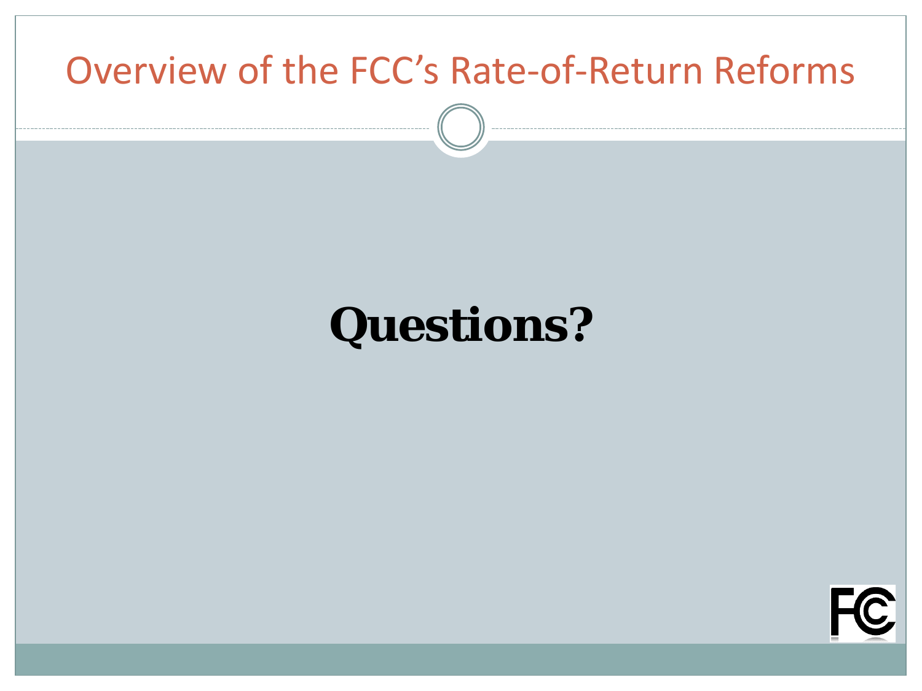# Overview of the FCC's Rate-of-Return Reforms

**Questions?**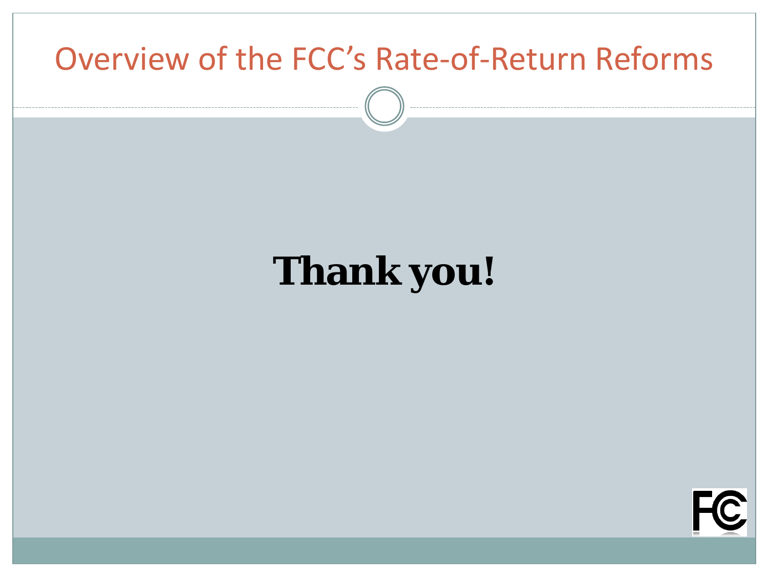# Overview of the FCC's Rate-of-Return Reforms

**Thank you!**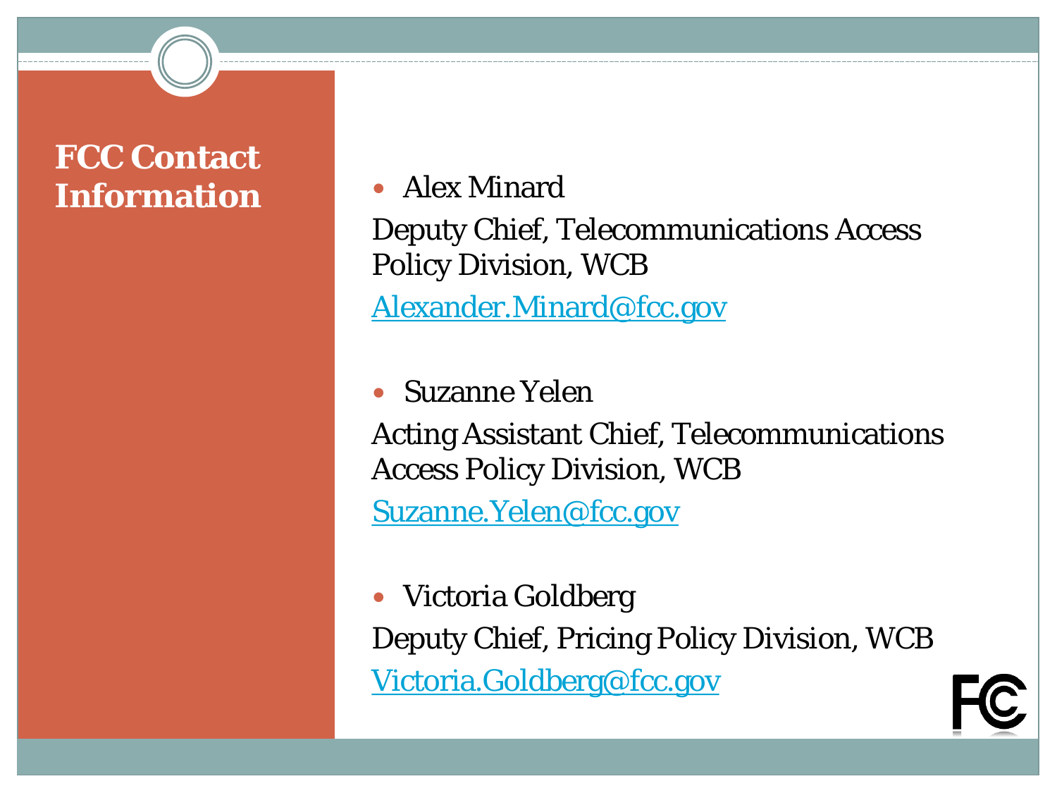# FCC Contact Information

- Alex Minard

  Deputy Chief, Telecommunications Access Policy Division, WCB

  Alexander.Minard@fcc.gov

- Suzanne Yelen

  Acting Assistant Chief, Telecommunications Access Policy Division, WCB

  Suzanne.Yelen@fcc.gov

- Victoria Goldberg

  Deputy Chief, Pricing Policy Division, WCB

  Victoria.Goldberg@fcc.gov